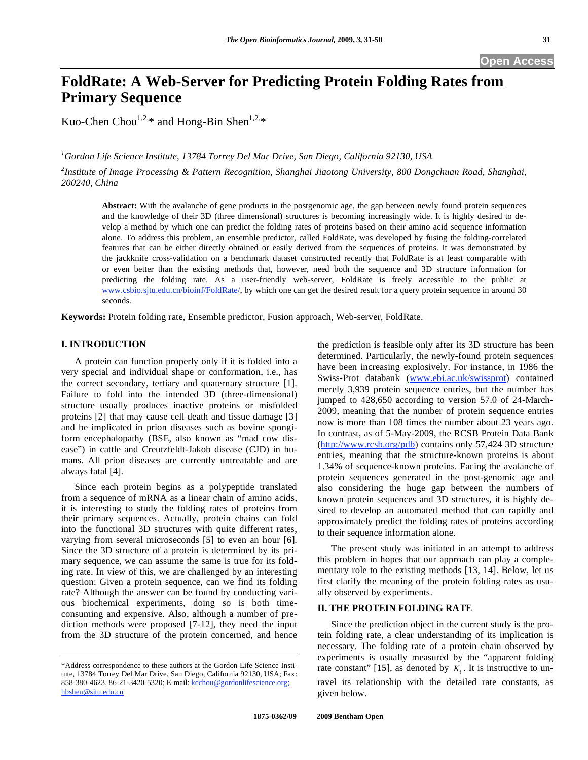# FoldRate: A Web-Server for Predicting Protein Folding Rates from Primary Sequence

Kuo-Chen Chou[1,2,*] and Hong-Bin Shen[1,2,*]

[1]*Gordon Life Science Institute, 13784 Torrey Del Mar Drive, San Diego, California 92130, USA*

[2]*Institute of Image Processing & Pattern Recognition, Shanghai Jiaotong University, 800 Dongchuan Road, Shanghai, 200240, China*

**Abstract:** With the avalanche of gene products in the postgenomic age, the gap between newly found protein sequences and the knowledge of their 3D (three dimensional) structures is becoming increasingly wide. It is highly desired to develop a method by which one can predict the folding rates of proteins based on their amino acid sequence information alone. To address this problem, an ensemble predictor, called FoldRate, was developed by fusing the folding-correlated features that can be either directly obtained or easily derived from the sequences of proteins. It was demonstrated by the jackknife cross-validation on a benchmark dataset constructed recently that FoldRate is at least comparable with or even better than the existing methods that, however, need both the sequence and 3D structure information for predicting the folding rate. As a user-friendly web-server, FoldRate is freely accessible to the public at www.csbio.sjtu.edu.cn/bioinf/FoldRate/, by which one can get the desired result for a query protein sequence in around 30 seconds.

**Keywords:** Protein folding rate, Ensemble predictor, Fusion approach, Web-server, FoldRate.

## I. INTRODUCTION

A protein can function properly only if it is folded into a very special and individual shape or conformation, i.e., has the correct secondary, tertiary and quaternary structure [1]. Failure to fold into the intended 3D (three-dimensional) structure usually produces inactive proteins or misfolded proteins [2] that may cause cell death and tissue damage [3] and be implicated in prion diseases such as bovine spongiform encephalopathy (BSE, also known as "mad cow disease") in cattle and Creutzfeldt-Jakob disease (CJD) in humans. All prion diseases are currently untreatable and are always fatal [4].

Since each protein begins as a polypeptide translated from a sequence of mRNA as a linear chain of amino acids, it is interesting to study the folding rates of proteins from their primary sequences. Actually, protein chains can fold into the functional 3D structures with quite different rates, varying from several microseconds [5] to even an hour [6]. Since the 3D structure of a protein is determined by its primary sequence, we can assume the same is true for its folding rate. In view of this, we are challenged by an interesting question: Given a protein sequence, can we find its folding rate? Although the answer can be found by conducting various biochemical experiments, doing so is both time-consuming and expensive. Also, although a number of prediction methods were proposed [7-12], they need the input from the 3D structure of the protein concerned, and hence the prediction is feasible only after its 3D structure has been determined. Particularly, the newly-found protein sequences have been increasing explosively. For instance, in 1986 the Swiss-Prot databank (www.ebi.ac.uk/swissprot) contained merely 3,939 protein sequence entries, but the number has jumped to 428,650 according to version 57.0 of 24-March-2009, meaning that the number of protein sequence entries now is more than 108 times the number about 23 years ago. In contrast, as of 5-May-2009, the RCSB Protein Data Bank (http://www.rcsb.org/pdb) contains only 57,424 3D structure entries, meaning that the structure-known proteins is about 1.34% of sequence-known proteins. Facing the avalanche of protein sequences generated in the post-genomic age and also considering the huge gap between the numbers of known protein sequences and 3D structures, it is highly desired to develop an automated method that can rapidly and approximately predict the folding rates of proteins according to their sequence information alone.

The present study was initiated in an attempt to address this problem in hopes that our approach can play a complementary role to the existing methods [13, 14]. Below, let us first clarify the meaning of the protein folding rates as usually observed by experiments.

## II. THE PROTEIN FOLDING RATE

Since the prediction object in the current study is the protein folding rate, a clear understanding of its implication is necessary. The folding rate of a protein chain observed by experiments is usually measured by the "apparent folding rate constant" [15], as denoted by $K_f$. It is instructive to unravel its relationship with the detailed rate constants, as given below.

---

*Address correspondence to these authors at the Gordon Life Science Institute, 13784 Torrey Del Mar Drive, San Diego, California 92130, USA; Fax: 858-380-4623, 86-21-3420-5320; E-mail: kcchou@gordonlifescience.org; hbshen@sjtu.edu.cn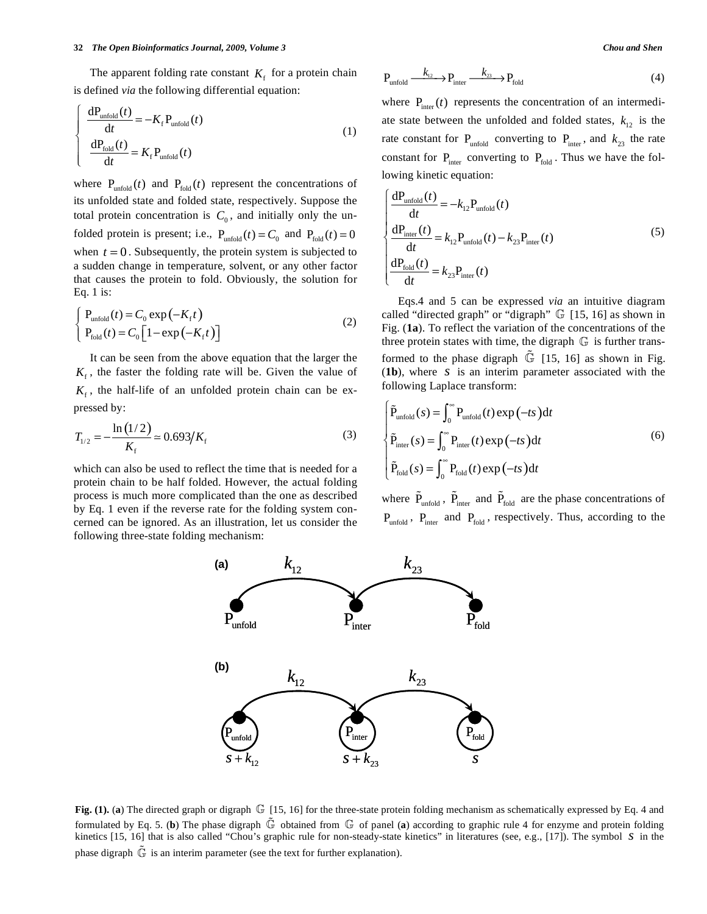The apparent folding rate constant $K_{\mathrm{f}}$ for a protein chain is defined *via* the following differential equation:

$$\begin{cases} \dfrac{\mathrm{dP_{unfold}}(t)}{\mathrm{d}t} = -K_{\mathrm{f}}\mathrm{P_{unfold}}(t) \\ \dfrac{\mathrm{dP_{fold}}(t)}{\mathrm{d}t} = K_{\mathrm{f}}\mathrm{P_{unfold}}(t) \end{cases} \tag{1}$$

where $\mathrm{P_{unfold}}(t)$ and $\mathrm{P_{fold}}(t)$ represent the concentrations of its unfolded state and folded state, respectively. Suppose the total protein concentration is $C_0$, and initially only the unfolded protein is present; i.e., $\mathrm{P_{unfold}}(t) = C_0$ and $\mathrm{P_{fold}}(t) = 0$ when $t = 0$. Subsequently, the protein system is subjected to a sudden change in temperature, solvent, or any other factor that causes the protein to fold. Obviously, the solution for Eq. 1 is:

$$\begin{cases} \mathrm{P_{unfold}}(t) = C_0 \exp\left(-K_{\mathrm{f}} t\right) \\ \mathrm{P_{fold}}(t) = C_0 \left[1 - \exp\left(-K_{\mathrm{f}} t\right)\right] \end{cases} \tag{2}$$

It can be seen from the above equation that the larger the $K_{\mathrm{f}}$, the faster the folding rate will be. Given the value of $K_{\mathrm{f}}$, the half-life of an unfolded protein chain can be expressed by:

$$T_{1/2} = -\frac{\ln\left(1/2\right)}{K_{\mathrm{f}}} \simeq 0.693 / K_{\mathrm{f}} \tag{3}$$

which can also be used to reflect the time that is needed for a protein chain to be half folded. However, the actual folding process is much more complicated than the one as described by Eq. 1 even if the reverse rate for the folding system concerned can be ignored. As an illustration, let us consider the following three-state folding mechanism:

$$\mathrm{P_{unfold}} \xrightarrow{k_{12}} \mathrm{P_{inter}} \xrightarrow{k_{23}} \mathrm{P_{fold}} \tag{4}$$

where $\mathrm{P_{inter}}(t)$ represents the concentration of an intermediate state between the unfolded and folded states, $k_{12}$ is the rate constant for $\mathrm{P_{unfold}}$ converting to $\mathrm{P_{inter}}$, and $k_{23}$ the rate constant for $\mathrm{P_{inter}}$ converting to $\mathrm{P_{fold}}$. Thus we have the following kinetic equation:

$$\begin{cases} \dfrac{\mathrm{dP_{unfold}}(t)}{\mathrm{d}t} = -k_{12}\mathrm{P_{unfold}}(t) \\ \dfrac{\mathrm{dP_{inter}}(t)}{\mathrm{d}t} = k_{12}\mathrm{P_{unfold}}(t) - k_{23}\mathrm{P_{inter}}(t) \\ \dfrac{\mathrm{dP_{fold}}(t)}{\mathrm{d}t} = k_{23}\mathrm{P_{inter}}(t) \end{cases} \tag{5}$$

Eqs.4 and 5 can be expressed *via* an intuitive diagram called "directed graph" or "digraph" $\mathbb{G}$ [15, 16] as shown in Fig. (**1a**). To reflect the variation of the concentrations of the three protein states with time, the digraph $\mathbb{G}$ is further transformed to the phase digraph $\tilde{\mathbb{G}}$ [15, 16] as shown in Fig. (**1b**), where $s$ is an interim parameter associated with the following Laplace transform:

$$\begin{cases} \tilde{\mathrm{P}}_{\mathrm{unfold}}(s) = \int_0^{\infty} \mathrm{P_{unfold}}(t)\exp\left(-ts\right)\mathrm{d}t \\ \tilde{\mathrm{P}}_{\mathrm{inter}}(s) = \int_0^{\infty} \mathrm{P_{inter}}(t)\exp\left(-ts\right)\mathrm{d}t \\ \tilde{\mathrm{P}}_{\mathrm{fold}}(s) = \int_0^{\infty} \mathrm{P_{fold}}(t)\exp\left(-ts\right)\mathrm{d}t \end{cases} \tag{6}$$

where $\tilde{\mathrm{P}}_{\mathrm{unfold}}$, $\tilde{\mathrm{P}}_{\mathrm{inter}}$ and $\tilde{\mathrm{P}}_{\mathrm{fold}}$ are the phase concentrations of $\mathrm{P_{unfold}}$, $\mathrm{P_{inter}}$ and $\mathrm{P_{fold}}$, respectively. Thus, according to the

**Fig. (1).** (**a**) The directed graph or digraph $\mathbb{G}$ [15, 16] for the three-state protein folding mechanism as schematically expressed by Eq. 4 and formulated by Eq. 5. (**b**) The phase digraph $\tilde{\mathbb{G}}$ obtained from $\mathbb{G}$ of panel (**a**) according to graphic rule 4 for enzyme and protein folding kinetics [15, 16] that is also called "Chou's graphic rule for non-steady-state kinetics" in literatures (see, e.g., [17]). The symbol $s$ in the phase digraph $\tilde{\mathbb{G}}$ is an interim parameter (see the text for further explanation).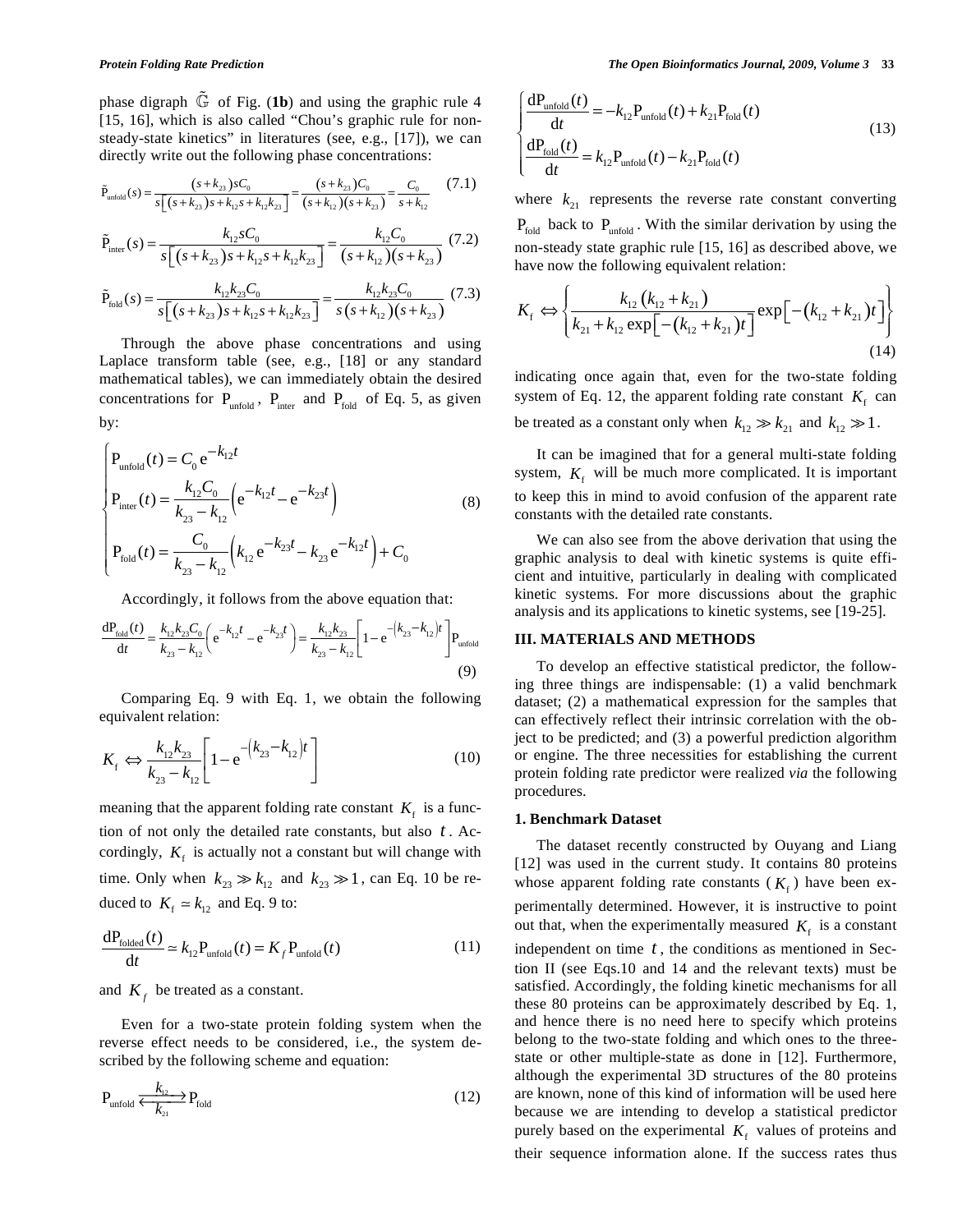phase digraph $\tilde{\mathbb{G}}$ of Fig. (**1b**) and using the graphic rule 4 [15, 16], which is also called "Chou's graphic rule for non-steady-state kinetics" in literatures (see, e.g., [17]), we can directly write out the following phase concentrations:

$$\tilde{P}_{\text{unfold}}(s) = \frac{(s+k_{23})sC_0}{s\left[(s+k_{23})s+k_{12}s+k_{12}k_{23}\right]} = \frac{(s+k_{23})C_0}{(s+k_{12})(s+k_{23})} = \frac{C_0}{s+k_{12}} \quad (7.1)$$

$$\tilde{P}_{\text{inter}}(s) = \frac{k_{12}sC_0}{s\left[(s+k_{23})s+k_{12}s+k_{12}k_{23}\right]} = \frac{k_{12}C_0}{(s+k_{12})(s+k_{23})} \quad (7.2)$$

$$\tilde{P}_{\text{fold}}(s) = \frac{k_{12}k_{23}C_0}{s\left[(s+k_{23})s+k_{12}s+k_{12}k_{23}\right]} = \frac{k_{12}k_{23}C_0}{s(s+k_{12})(s+k_{23})} \quad (7.3)$$

Through the above phase concentrations and using Laplace transform table (see, e.g., [18] or any standard mathematical tables), we can immediately obtain the desired concentrations for $P_{\text{unfold}}$, $P_{\text{inter}}$ and $P_{\text{fold}}$ of Eq. 5, as given by:

$$\begin{cases} P_{\text{unfold}}(t) = C_0\, e^{-k_{12}t} \\ P_{\text{inter}}(t) = \dfrac{k_{12}C_0}{k_{23}-k_{12}}\left(e^{-k_{12}t} - e^{-k_{23}t}\right) \\ P_{\text{fold}}(t) = \dfrac{C_0}{k_{23}-k_{12}}\left(k_{12}\, e^{-k_{23}t} - k_{23}\, e^{-k_{12}t}\right) + C_0 \end{cases} \quad (8)$$

Accordingly, it follows from the above equation that:

$$\frac{dP_{\text{fold}}(t)}{dt} = \frac{k_{12}k_{23}C_0}{k_{23}-k_{12}}\left(e^{-k_{12}t} - e^{-k_{23}t}\right) = \frac{k_{12}k_{23}}{k_{23}-k_{12}}\left[1 - e^{-(k_{23}-k_{12})t}\right]P_{\text{unfold}} \quad (9)$$

Comparing Eq. 9 with Eq. 1, we obtain the following equivalent relation:

$$K_f \Leftrightarrow \frac{k_{12}k_{23}}{k_{23}-k_{12}}\left[1 - e^{-(k_{23}-k_{12})t}\right] \quad (10)$$

meaning that the apparent folding rate constant $K_f$ is a function of not only the detailed rate constants, but also $t$. Accordingly, $K_f$ is actually not a constant but will change with time. Only when $k_{23} \gg k_{12}$ and $k_{23} \gg 1$, can Eq. 10 be reduced to $K_f \simeq k_{12}$ and Eq. 9 to:

$$\frac{dP_{\text{folded}}(t)}{dt} \simeq k_{12}P_{\text{unfold}}(t) = K_f\, P_{\text{unfold}}(t) \quad (11)$$

and $K_f$ be treated as a constant.

Even for a two-state protein folding system when the reverse effect needs to be considered, i.e., the system described by the following scheme and equation:

$$P_{\text{unfold}} \underset{k_{21}}{\overset{k_{12}}{\rightleftarrows}} P_{\text{fold}} \quad (12)$$

$$\begin{cases} \dfrac{dP_{\text{unfold}}(t)}{dt} = -k_{12}P_{\text{unfold}}(t) + k_{21}P_{\text{fold}}(t) \\ \dfrac{dP_{\text{fold}}(t)}{dt} = k_{12}P_{\text{unfold}}(t) - k_{21}P_{\text{fold}}(t) \end{cases} \quad (13)$$

where $k_{21}$ represents the reverse rate constant converting $P_{\text{fold}}$ back to $P_{\text{unfold}}$. With the similar derivation by using the non-steady state graphic rule [15, 16] as described above, we have now the following equivalent relation:

$$K_f \Leftrightarrow \left\{ \frac{k_{12}(k_{12}+k_{21})}{k_{21}+k_{12}\exp\left[-(k_{12}+k_{21})t\right]} \exp\left[-(k_{12}+k_{21})t\right] \right\} \quad (14)$$

indicating once again that, even for the two-state folding system of Eq. 12, the apparent folding rate constant $K_f$ can be treated as a constant only when $k_{12} \gg k_{21}$ and $k_{12} \gg 1$.

It can be imagined that for a general multi-state folding system, $K_f$ will be much more complicated. It is important to keep this in mind to avoid confusion of the apparent rate constants with the detailed rate constants.

We can also see from the above derivation that using the graphic analysis to deal with kinetic systems is quite efficient and intuitive, particularly in dealing with complicated kinetic systems. For more discussions about the graphic analysis and its applications to kinetic systems, see [19-25].

## III. MATERIALS AND METHODS

To develop an effective statistical predictor, the following three things are indispensable: (1) a valid benchmark dataset; (2) a mathematical expression for the samples that can effectively reflect their intrinsic correlation with the object to be predicted; and (3) a powerful prediction algorithm or engine. The three necessities for establishing the current protein folding rate predictor were realized *via* the following procedures.

### 1. Benchmark Dataset

The dataset recently constructed by Ouyang and Liang [12] was used in the current study. It contains 80 proteins whose apparent folding rate constants ($K_f$) have been experimentally determined. However, it is instructive to point out that, when the experimentally measured $K_f$ is a constant independent on time $t$, the conditions as mentioned in Section II (see Eqs.10 and 14 and the relevant texts) must be satisfied. Accordingly, the folding kinetic mechanisms for all these 80 proteins can be approximately described by Eq. 1, and hence there is no need here to specify which proteins belong to the two-state folding and which ones to the three-state or other multiple-state as done in [12]. Furthermore, although the experimental 3D structures of the 80 proteins are known, none of this kind of information will be used here because we are intending to develop a statistical predictor purely based on the experimental $K_f$ values of proteins and their sequence information alone. If the success rates thus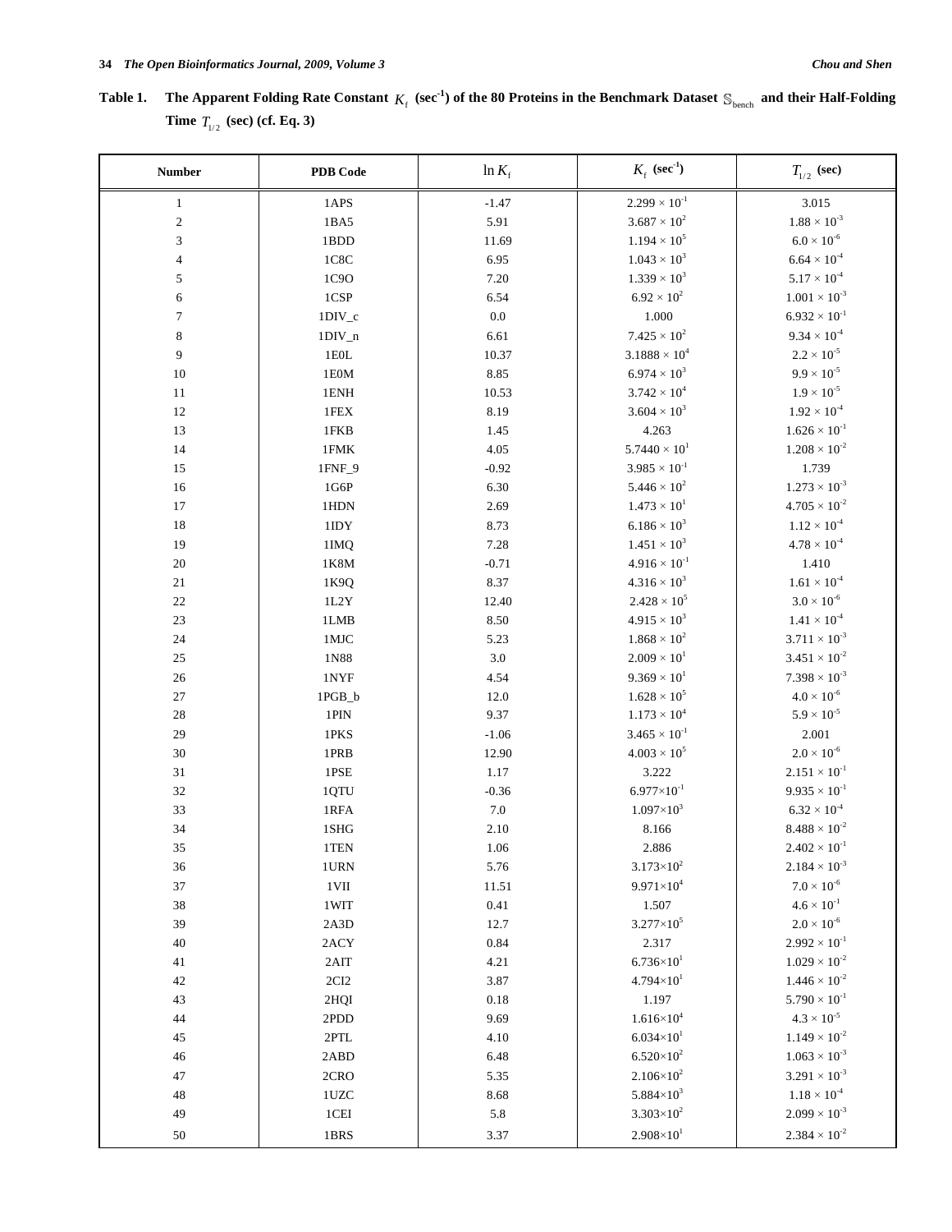**Table 1. The Apparent Folding Rate Constant $K_f$ (sec$^{-1}$) of the 80 Proteins in the Benchmark Dataset $\mathbb{S}_{bench}$ and their Half-Folding Time $T_{1/2}$ (sec) (cf. Eq. 3)**

| Number | PDB Code | $\ln K_f$ | $K_f$ (sec$^{-1}$) | $T_{1/2}$ (sec) |
|---|---|---|---|---|
| 1 | 1APS | -1.47 | $2.299 \times 10^{-1}$ | 3.015 |
| 2 | 1BA5 | 5.91 | $3.687 \times 10^{2}$ | $1.88 \times 10^{-3}$ |
| 3 | 1BDD | 11.69 | $1.194 \times 10^{5}$ | $6.0 \times 10^{-6}$ |
| 4 | 1C8C | 6.95 | $1.043 \times 10^{3}$ | $6.64 \times 10^{-4}$ |
| 5 | 1C9O | 7.20 | $1.339 \times 10^{3}$ | $5.17 \times 10^{-4}$ |
| 6 | 1CSP | 6.54 | $6.92 \times 10^{2}$ | $1.001 \times 10^{-3}$ |
| 7 | 1DIV_c | 0.0 | 1.000 | $6.932 \times 10^{-1}$ |
| 8 | 1DIV_n | 6.61 | $7.425 \times 10^{2}$ | $9.34 \times 10^{-4}$ |
| 9 | 1E0L | 10.37 | $3.1888 \times 10^{4}$ | $2.2 \times 10^{-5}$ |
| 10 | 1E0M | 8.85 | $6.974 \times 10^{3}$ | $9.9 \times 10^{-5}$ |
| 11 | 1ENH | 10.53 | $3.742 \times 10^{4}$ | $1.9 \times 10^{-5}$ |
| 12 | 1FEX | 8.19 | $3.604 \times 10^{3}$ | $1.92 \times 10^{-4}$ |
| 13 | 1FKB | 1.45 | 4.263 | $1.626 \times 10^{-1}$ |
| 14 | 1FMK | 4.05 | $5.7440 \times 10^{1}$ | $1.208 \times 10^{-2}$ |
| 15 | 1FNF_9 | -0.92 | $3.985 \times 10^{-1}$ | 1.739 |
| 16 | 1G6P | 6.30 | $5.446 \times 10^{2}$ | $1.273 \times 10^{-3}$ |
| 17 | 1HDN | 2.69 | $1.473 \times 10^{1}$ | $4.705 \times 10^{-2}$ |
| 18 | 1IDY | 8.73 | $6.186 \times 10^{3}$ | $1.12 \times 10^{-4}$ |
| 19 | 1IMQ | 7.28 | $1.451 \times 10^{3}$ | $4.78 \times 10^{-4}$ |
| 20 | 1K8M | -0.71 | $4.916 \times 10^{-1}$ | 1.410 |
| 21 | 1K9Q | 8.37 | $4.316 \times 10^{3}$ | $1.61 \times 10^{-4}$ |
| 22 | 1L2Y | 12.40 | $2.428 \times 10^{5}$ | $3.0 \times 10^{-6}$ |
| 23 | 1LMB | 8.50 | $4.915 \times 10^{3}$ | $1.41 \times 10^{-4}$ |
| 24 | 1MJC | 5.23 | $1.868 \times 10^{2}$ | $3.711 \times 10^{-3}$ |
| 25 | 1N88 | 3.0 | $2.009 \times 10^{1}$ | $3.451 \times 10^{-2}$ |
| 26 | 1NYF | 4.54 | $9.369 \times 10^{1}$ | $7.398 \times 10^{-3}$ |
| 27 | 1PGB_b | 12.0 | $1.628 \times 10^{5}$ | $4.0 \times 10^{-6}$ |
| 28 | 1PIN | 9.37 | $1.173 \times 10^{4}$ | $5.9 \times 10^{-5}$ |
| 29 | 1PKS | -1.06 | $3.465 \times 10^{-1}$ | 2.001 |
| 30 | 1PRB | 12.90 | $4.003 \times 10^{5}$ | $2.0 \times 10^{-6}$ |
| 31 | 1PSE | 1.17 | 3.222 | $2.151 \times 10^{-1}$ |
| 32 | 1QTU | -0.36 | $6.977 \times 10^{-1}$ | $9.935 \times 10^{-1}$ |
| 33 | 1RFA | 7.0 | $1.097 \times 10^{3}$ | $6.32 \times 10^{-4}$ |
| 34 | 1SHG | 2.10 | 8.166 | $8.488 \times 10^{-2}$ |
| 35 | 1TEN | 1.06 | 2.886 | $2.402 \times 10^{-1}$ |
| 36 | 1URN | 5.76 | $3.173 \times 10^{2}$ | $2.184 \times 10^{-3}$ |
| 37 | 1VII | 11.51 | $9.971 \times 10^{4}$ | $7.0 \times 10^{-6}$ |
| 38 | 1WIT | 0.41 | 1.507 | $4.6 \times 10^{-1}$ |
| 39 | 2A3D | 12.7 | $3.277 \times 10^{5}$ | $2.0 \times 10^{-6}$ |
| 40 | 2ACY | 0.84 | 2.317 | $2.992 \times 10^{-1}$ |
| 41 | 2AIT | 4.21 | $6.736 \times 10^{1}$ | $1.029 \times 10^{-2}$ |
| 42 | 2CI2 | 3.87 | $4.794 \times 10^{1}$ | $1.446 \times 10^{-2}$ |
| 43 | 2HQI | 0.18 | 1.197 | $5.790 \times 10^{-1}$ |
| 44 | 2PDD | 9.69 | $1.616 \times 10^{4}$ | $4.3 \times 10^{-5}$ |
| 45 | 2PTL | 4.10 | $6.034 \times 10^{1}$ | $1.149 \times 10^{-2}$ |
| 46 | 2ABD | 6.48 | $6.520 \times 10^{2}$ | $1.063 \times 10^{-3}$ |
| 47 | 2CRO | 5.35 | $2.106 \times 10^{2}$ | $3.291 \times 10^{-3}$ |
| 48 | 1UZC | 8.68 | $5.884 \times 10^{3}$ | $1.18 \times 10^{-4}$ |
| 49 | 1CEI | 5.8 | $3.303 \times 10^{2}$ | $2.099 \times 10^{-3}$ |
| 50 | 1BRS | 3.37 | $2.908 \times 10^{1}$ | $2.384 \times 10^{-2}$ |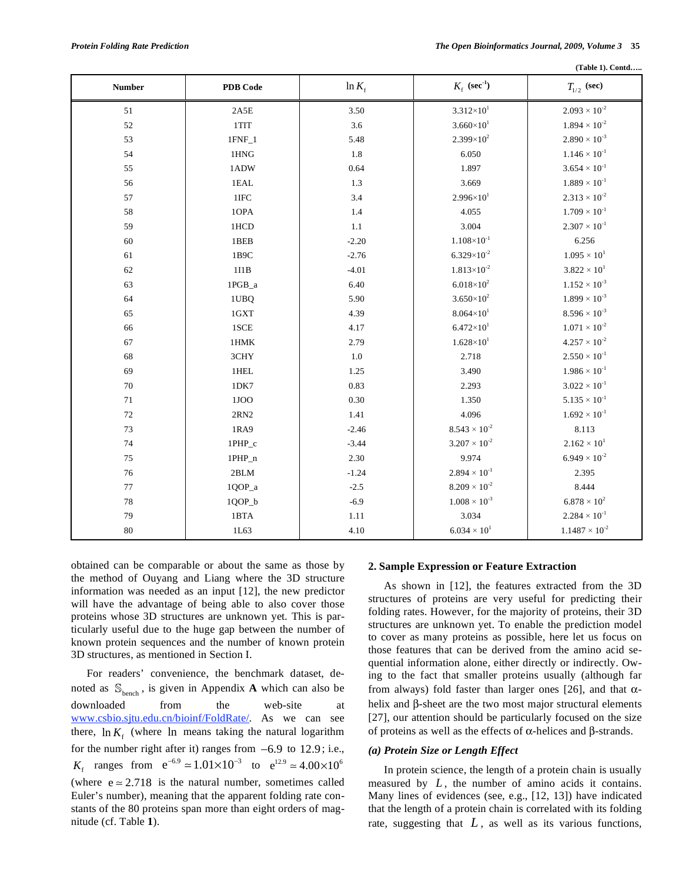(Table 1). Contd…..

| Number | PDB Code | $\ln K_f$ | $K_f$ (sec$^{-1}$) | $T_{1/2}$ (sec) |
|---|---|---|---|---|
| 51 | 2A5E | 3.50 | $3.312{\times}10^{1}$ | $2.093 \times 10^{-2}$ |
| 52 | 1TIT | 3.6 | $3.660{\times}10^{1}$ | $1.894 \times 10^{-2}$ |
| 53 | 1FNF_1 | 5.48 | $2.399{\times}10^{2}$ | $2.890 \times 10^{-3}$ |
| 54 | 1HNG | 1.8 | 6.050 | $1.146 \times 10^{-1}$ |
| 55 | 1ADW | 0.64 | 1.897 | $3.654 \times 10^{-1}$ |
| 56 | 1EAL | 1.3 | 3.669 | $1.889 \times 10^{-1}$ |
| 57 | 1IFC | 3.4 | $2.996{\times}10^{1}$ | $2.313 \times 10^{-2}$ |
| 58 | 1OPA | 1.4 | 4.055 | $1.709 \times 10^{-1}$ |
| 59 | 1HCD | 1.1 | 3.004 | $2.307 \times 10^{-1}$ |
| 60 | 1BEB | -2.20 | $1.108{\times}10^{-1}$ | 6.256 |
| 61 | 1B9C | -2.76 | $6.329{\times}10^{-2}$ | $1.095 \times 10^{1}$ |
| 62 | 1I1B | -4.01 | $1.813{\times}10^{-2}$ | $3.822 \times 10^{1}$ |
| 63 | 1PGB_a | 6.40 | $6.018{\times}10^{2}$ | $1.152 \times 10^{-3}$ |
| 64 | 1UBQ | 5.90 | $3.650{\times}10^{2}$ | $1.899 \times 10^{-3}$ |
| 65 | 1GXT | 4.39 | $8.064{\times}10^{1}$ | $8.596 \times 10^{-3}$ |
| 66 | 1SCE | 4.17 | $6.472{\times}10^{1}$ | $1.071 \times 10^{-2}$ |
| 67 | 1HMK | 2.79 | $1.628{\times}10^{1}$ | $4.257 \times 10^{-2}$ |
| 68 | 3CHY | 1.0 | 2.718 | $2.550 \times 10^{-1}$ |
| 69 | 1HEL | 1.25 | 3.490 | $1.986 \times 10^{-1}$ |
| 70 | 1DK7 | 0.83 | 2.293 | $3.022 \times 10^{-1}$ |
| 71 | 1JOO | 0.30 | 1.350 | $5.135 \times 10^{-1}$ |
| 72 | 2RN2 | 1.41 | 4.096 | $1.692 \times 10^{-1}$ |
| 73 | 1RA9 | -2.46 | $8.543 \times 10^{-2}$ | 8.113 |
| 74 | 1PHP_c | -3.44 | $3.207 \times 10^{-2}$ | $2.162 \times 10^{1}$ |
| 75 | 1PHP_n | 2.30 | 9.974 | $6.949 \times 10^{-2}$ |
| 76 | 2BLM | -1.24 | $2.894 \times 10^{-1}$ | 2.395 |
| 77 | 1QOP_a | -2.5 | $8.209 \times 10^{-2}$ | 8.444 |
| 78 | 1QOP_b | -6.9 | $1.008 \times 10^{-3}$ | $6.878 \times 10^{2}$ |
| 79 | 1BTA | 1.11 | 3.034 | $2.284 \times 10^{-1}$ |
| 80 | 1L63 | 4.10 | $6.034 \times 10^{1}$ | $1.1487 \times 10^{-2}$ |

obtained can be comparable or about the same as those by the method of Ouyang and Liang where the 3D structure information was needed as an input [12], the new predictor will have the advantage of being able to also cover those proteins whose 3D structures are unknown yet. This is particularly useful due to the huge gap between the number of known protein sequences and the number of known protein 3D structures, as mentioned in Section I.

For readers' convenience, the benchmark dataset, denoted as $\mathbb{S}_{\text{bench}}$, is given in Appendix **A** which can also be downloaded from the web-site at www.csbio.sjtu.edu.cn/bioinf/FoldRate/. As we can see there, $\ln K_f$ (where $\ln$ means taking the natural logarithm for the number right after it) ranges from $-6.9$ to $12.9$; i.e., $K_f$ ranges from $e^{-6.9} \simeq 1.01{\times}10^{-3}$ to $e^{12.9} \simeq 4.00{\times}10^{6}$ (where $e \simeq 2.718$ is the natural number, sometimes called Euler's number), meaning that the apparent folding rate constants of the 80 proteins span more than eight orders of magnitude (cf. Table **1**).

## 2. Sample Expression or Feature Extraction

As shown in [12], the features extracted from the 3D structures of proteins are very useful for predicting their folding rates. However, for the majority of proteins, their 3D structures are unknown yet. To enable the prediction model to cover as many proteins as possible, here let us focus on those features that can be derived from the amino acid sequential information alone, either directly or indirectly. Owing to the fact that smaller proteins usually (although far from always) fold faster than larger ones [26], and that α-helix and β-sheet are the two most major structural elements [27], our attention should be particularly focused on the size of proteins as well as the effects of α-helices and β-strands.

### *(a) Protein Size or Length Effect*

In protein science, the length of a protein chain is usually measured by $L$, the number of amino acids it contains. Many lines of evidences (see, e.g., [12, 13]) have indicated that the length of a protein chain is correlated with its folding rate, suggesting that $L$, as well as its various functions,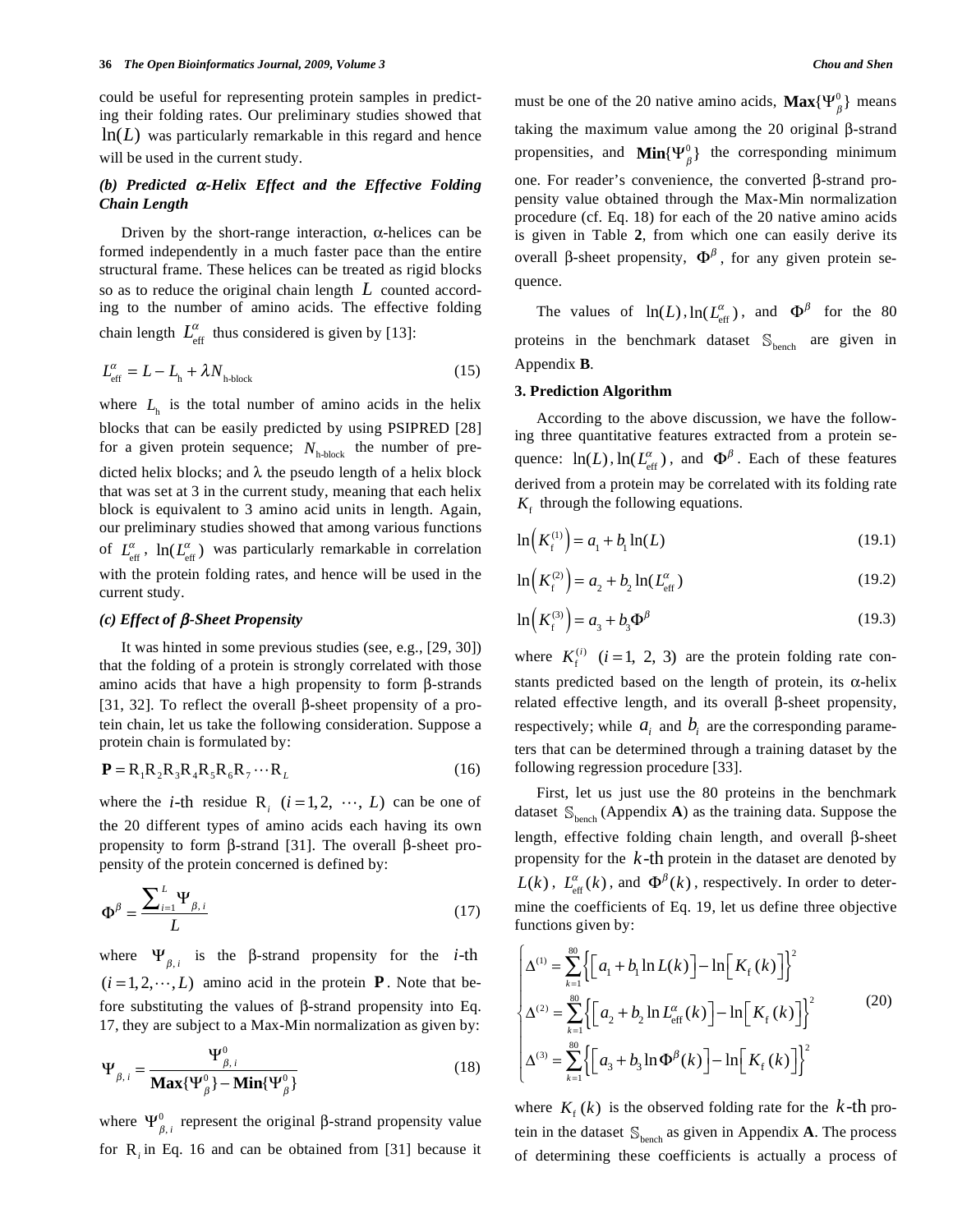could be useful for representing protein samples in predicting their folding rates. Our preliminary studies showed that $\ln(L)$ was particularly remarkable in this regard and hence will be used in the current study.

### *(b) Predicted α-Helix Effect and the Effective Folding Chain Length*

Driven by the short-range interaction, α-helices can be formed independently in a much faster pace than the entire structural frame. These helices can be treated as rigid blocks so as to reduce the original chain length $L$ counted according to the number of amino acids. The effective folding chain length $L_{\text{eff}}^{\alpha}$ thus considered is given by [13]:

$$L_{\text{eff}}^{\alpha} = L - L_{\text{h}} + \lambda N_{\text{h-block}} \tag{15}$$

where $L_{\text{h}}$ is the total number of amino acids in the helix blocks that can be easily predicted by using PSIPRED [28] for a given protein sequence; $N_{\text{h-block}}$ the number of predicted helix blocks; and λ the pseudo length of a helix block that was set at 3 in the current study, meaning that each helix block is equivalent to 3 amino acid units in length. Again, our preliminary studies showed that among various functions of $L_{\text{eff}}^{\alpha}$, $\ln(L_{\text{eff}}^{\alpha})$ was particularly remarkable in correlation with the protein folding rates, and hence will be used in the current study.

### *(c) Effect of β-Sheet Propensity*

It was hinted in some previous studies (see, e.g., [29, 30]) that the folding of a protein is strongly correlated with those amino acids that have a high propensity to form β-strands [31, 32]. To reflect the overall β-sheet propensity of a protein chain, let us take the following consideration. Suppose a protein chain is formulated by:

$$\mathbf{P} = \text{R}_1\text{R}_2\text{R}_3\text{R}_4\text{R}_5\text{R}_6\text{R}_7 \cdots \text{R}_L \tag{16}$$

where the $i$-th residue $\text{R}_i$ $(i = 1, 2, \cdots, L)$ can be one of the 20 different types of amino acids each having its own propensity to form β-strand [31]. The overall β-sheet propensity of the protein concerned is defined by:

$$\Phi^{\beta} = \frac{\sum_{i=1}^{L} \Psi_{\beta,i}}{L} \tag{17}$$

where $\Psi_{\beta,i}$ is the β-strand propensity for the $i$-th $(i = 1, 2, \cdots, L)$ amino acid in the protein $\mathbf{P}$. Note that before substituting the values of β-strand propensity into Eq. 17, they are subject to a Max-Min normalization as given by:

$$\Psi_{\beta,i} = \frac{\Psi_{\beta,i}^{0}}{\mathbf{Max}\{\Psi_{\beta}^{0}\} - \mathbf{Min}\{\Psi_{\beta}^{0}\}} \tag{18}$$

where $\Psi_{\beta,i}^{0}$ represent the original β-strand propensity value for $\text{R}_i$ in Eq. 16 and can be obtained from [31] because it must be one of the 20 native amino acids, $\mathbf{Max}\{\Psi_{\beta}^{0}\}$ means taking the maximum value among the 20 original β-strand propensities, and $\mathbf{Min}\{\Psi_{\beta}^{0}\}$ the corresponding minimum one. For reader's convenience, the converted β-strand propensity value obtained through the Max-Min normalization procedure (cf. Eq. 18) for each of the 20 native amino acids is given in Table **2**, from which one can easily derive its overall β-sheet propensity, $\Phi^{\beta}$, for any given protein sequence.

The values of $\ln(L), \ln(L_{\text{eff}}^{\alpha})$, and $\Phi^{\beta}$ for the 80 proteins in the benchmark dataset $\mathbb{S}_{\text{bench}}$ are given in Appendix **B**.

## 3. Prediction Algorithm

According to the above discussion, we have the following three quantitative features extracted from a protein sequence: $\ln(L), \ln(L_{\text{eff}}^{\alpha})$, and $\Phi^{\beta}$. Each of these features derived from a protein may be correlated with its folding rate $K_{\text{f}}$ through the following equations.

$$\ln\left(K_{\text{f}}^{(1)}\right) = a_1 + b_1 \ln(L) \tag{19.1}$$

$$\ln\left(K_{\text{f}}^{(2)}\right) = a_2 + b_2 \ln(L_{\text{eff}}^{\alpha}) \tag{19.2}$$

$$\ln\left(K_{\text{f}}^{(3)}\right) = a_3 + b_3 \Phi^{\beta} \tag{19.3}$$

where $K_{\text{f}}^{(i)}$ $(i = 1, 2, 3)$ are the protein folding rate constants predicted based on the length of protein, its α-helix related effective length, and its overall β-sheet propensity, respectively; while $a_i$ and $b_i$ are the corresponding parameters that can be determined through a training dataset by the following regression procedure [33].

First, let us just use the 80 proteins in the benchmark dataset $\mathbb{S}_{\text{bench}}$ (Appendix **A**) as the training data. Suppose the length, effective folding chain length, and overall β-sheet propensity for the $k$-th protein in the dataset are denoted by $L(k)$, $L_{\text{eff}}^{\alpha}(k)$, and $\Phi^{\beta}(k)$, respectively. In order to determine the coefficients of Eq. 19, let us define three objective functions given by:

$$\begin{cases} \Delta^{(1)} = \sum_{k=1}^{80} \left\{ \left[ a_1 + b_1 \ln L(k) \right] - \ln\left[ K_{\text{f}}(k) \right] \right\}^2 \\ \Delta^{(2)} = \sum_{k=1}^{80} \left\{ \left[ a_2 + b_2 \ln L_{\text{eff}}^{\alpha}(k) \right] - \ln\left[ K_{\text{f}}(k) \right] \right\}^2 \\ \Delta^{(3)} = \sum_{k=1}^{80} \left\{ \left[ a_3 + b_3 \ln \Phi^{\beta}(k) \right] - \ln\left[ K_{\text{f}}(k) \right] \right\}^2 \end{cases} \tag{20}$$

where $K_{\text{f}}(k)$ is the observed folding rate for the $k$-th protein in the dataset $\mathbb{S}_{\text{bench}}$ as given in Appendix **A**. The process of determining these coefficients is actually a process of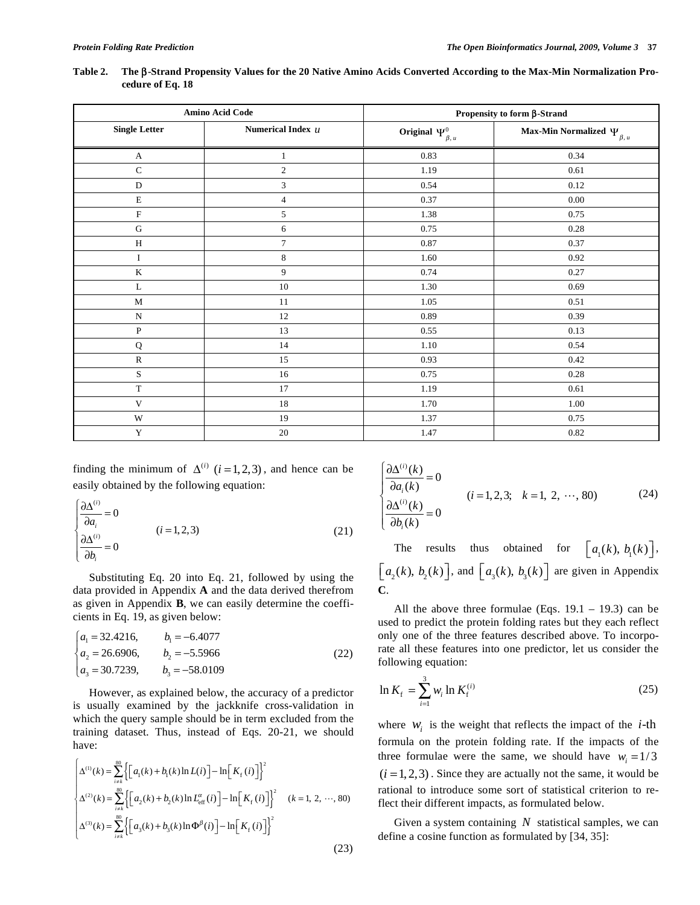**Table 2. The β-Strand Propensity Values for the 20 Native Amino Acids Converted According to the Max-Min Normalization Procedure of Eq. 18**

| Amino Acid Code | | Propensity to form β-Strand | |
|---|---|---|---|
| Single Letter | Numerical Index $u$ | Original $\Psi^{0}_{\beta,u}$ | Max-Min Normalized $\Psi_{\beta,u}$ |
| A | 1 | 0.83 | 0.34 |
| C | 2 | 1.19 | 0.61 |
| D | 3 | 0.54 | 0.12 |
| E | 4 | 0.37 | 0.00 |
| F | 5 | 1.38 | 0.75 |
| G | 6 | 0.75 | 0.28 |
| H | 7 | 0.87 | 0.37 |
| I | 8 | 1.60 | 0.92 |
| K | 9 | 0.74 | 0.27 |
| L | 10 | 1.30 | 0.69 |
| M | 11 | 1.05 | 0.51 |
| N | 12 | 0.89 | 0.39 |
| P | 13 | 0.55 | 0.13 |
| Q | 14 | 1.10 | 0.54 |
| R | 15 | 0.93 | 0.42 |
| S | 16 | 0.75 | 0.28 |
| T | 17 | 1.19 | 0.61 |
| V | 18 | 1.70 | 1.00 |
| W | 19 | 1.37 | 0.75 |
| Y | 20 | 1.47 | 0.82 |

finding the minimum of $\Delta^{(i)}$ $(i=1,2,3)$, and hence can be easily obtained by the following equation:

$$\begin{cases} \dfrac{\partial \Delta^{(i)}}{\partial a_i} = 0 \\ \dfrac{\partial \Delta^{(i)}}{\partial b_i} = 0 \end{cases} \qquad (i=1,2,3) \tag{21}$$

Substituting Eq. 20 into Eq. 21, followed by using the data provided in Appendix **A** and the data derived therefrom as given in Appendix **B**, we can easily determine the coefficients in Eq. 19, as given below:

$$\begin{cases} a_1 = 32.4216, & b_1 = -6.4077 \\ a_2 = 26.6906, & b_2 = -5.5966 \\ a_3 = 30.7239, & b_3 = -58.0109 \end{cases} \tag{22}$$

However, as explained below, the accuracy of a predictor is usually examined by the jackknife cross-validation in which the query sample should be in term excluded from the training dataset. Thus, instead of Eqs. 20-21, we should have:

$$\begin{cases} \Delta^{(1)}(k) = \sum\limits_{i \neq k}^{80} \left\{ \left[ a_1(k) + b_1(k) \ln L(i) \right] - \ln\left[ K_{\mathrm{f}}(i) \right] \right\}^2 \\ \Delta^{(2)}(k) = \sum\limits_{i \neq k}^{80} \left\{ \left[ a_2(k) + b_2(k) \ln L^{\alpha}_{\mathrm{eff}}(i) \right] - \ln\left[ K_{\mathrm{f}}(i) \right] \right\}^2 \quad (k=1,\ 2,\ \cdots,\ 80) \\ \Delta^{(3)}(k) = \sum\limits_{i \neq k}^{80} \left\{ \left[ a_3(k) + b_3(k) \ln \Phi^{\beta}(i) \right] - \ln\left[ K_{\mathrm{f}}(i) \right] \right\}^2 \end{cases} \tag{23}$$

$$\begin{cases} \dfrac{\partial \Delta^{(i)}(k)}{\partial a_i(k)} = 0 \\ \dfrac{\partial \Delta^{(i)}(k)}{\partial b_i(k)} = 0 \end{cases} \qquad (i=1,2,3; \quad k=1,\ 2,\ \cdots,\ 80) \tag{24}$$

The results thus obtained for $\left[a_1(k),\ b_1(k)\right]$, $\left[a_2(k),\ b_2(k)\right]$, and $\left[a_3(k),\ b_3(k)\right]$ are given in Appendix **C**.

All the above three formulae (Eqs. 19.1 – 19.3) can be used to predict the protein folding rates but they each reflect only one of the three features described above. To incorporate all these features into one predictor, let us consider the following equation:

$$\ln K_{\mathrm{f}} = \sum_{i=1}^{3} w_i \ln K_{\mathrm{f}}^{(i)} \tag{25}$$

where $w_i$ is the weight that reflects the impact of the $i$-th formula on the protein folding rate. If the impacts of the three formulae were the same, we should have $w_i = 1/3$ $(i=1,2,3)$. Since they are actually not the same, it would be rational to introduce some sort of statistical criterion to reflect their different impacts, as formulated below.

Given a system containing $N$ statistical samples, we can define a cosine function as formulated by [34, 35]: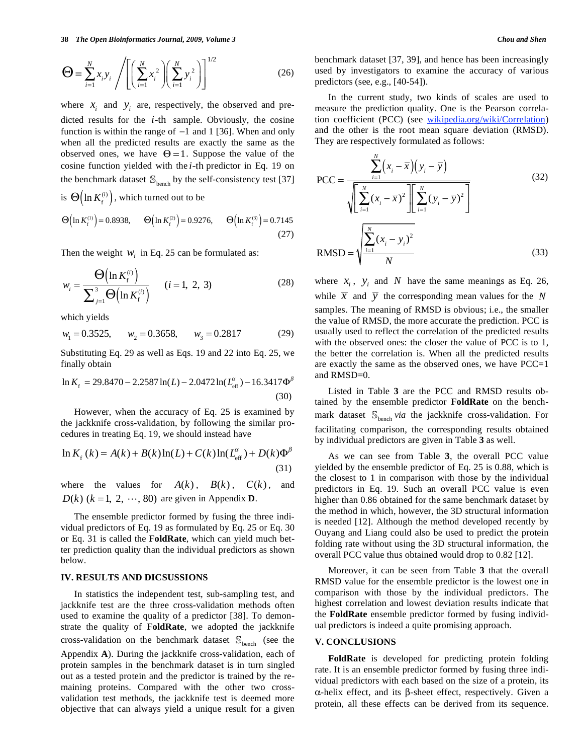$$\Theta = \sum_{i=1}^{N} x_i y_i \Bigg/ \left[ \left( \sum_{i=1}^{N} x_i^2 \right) \left( \sum_{i=1}^{N} y_i^2 \right) \right]^{1/2} \tag{26}$$

where $x_i$ and $y_i$ are, respectively, the observed and predicted results for the $i$-th sample. Obviously, the cosine function is within the range of −1 and 1 [36]. When and only when all the predicted results are exactly the same as the observed ones, we have $\Theta = 1$. Suppose the value of the cosine function yielded with the $i$-th predictor in Eq. 19 on the benchmark dataset $\mathbb{S}_{\text{bench}}$ by the self-consistency test [37] is $\Theta\left(\ln K_{\text{f}}^{(i)}\right)$, which turned out to be

$$\Theta\left(\ln K_{\text{f}}^{(1)}\right) = 0.8938, \quad \Theta\left(\ln K_{\text{f}}^{(2)}\right) = 0.9276, \quad \Theta\left(\ln K_{\text{f}}^{(3)}\right) = 0.7145 \tag{27}$$

Then the weight $w_i$ in Eq. 25 can be formulated as:

$$w_i = \frac{\Theta\left(\ln K_{\text{f}}^{(i)}\right)}{\sum_{j=1}^{3} \Theta\left(\ln K_{\text{f}}^{(i)}\right)} \quad (i = 1,\ 2,\ 3) \tag{28}$$

which yields

$$w_1 = 0.3525, \quad w_2 = 0.3658, \quad w_3 = 0.2817 \tag{29}$$

Substituting Eq. 29 as well as Eqs. 19 and 22 into Eq. 25, we finally obtain

$$\ln K_{\text{f}} = 29.8470 - 2.2587\ln(L) - 2.0472\ln(L_{\text{eff}}^{\alpha}) - 16.3417\Phi^{\beta} \tag{30}$$

However, when the accuracy of Eq. 25 is examined by the jackknife cross-validation, by following the similar procedures in treating Eq. 19, we should instead have

$$\ln K_{\text{f}}(k) = A(k) + B(k)\ln(L) + C(k)\ln(L_{\text{eff}}^{\alpha}) + D(k)\Phi^{\beta} \tag{31}$$

where the values for $A(k)$, $B(k)$, $C(k)$, and $D(k)$ $(k = 1,\ 2,\ \cdots,\ 80)$ are given in Appendix **D**.

The ensemble predictor formed by fusing the three individual predictors of Eq. 19 as formulated by Eq. 25 or Eq. 30 or Eq. 31 is called the **FoldRate**, which can yield much better prediction quality than the individual predictors as shown below.

## IV. RESULTS AND DICSUSSIONS

In statistics the independent test, sub-sampling test, and jackknife test are the three cross-validation methods often used to examine the quality of a predictor [38]. To demonstrate the quality of **FoldRate**, we adopted the jackknife cross-validation on the benchmark dataset $\mathbb{S}_{\text{bench}}$ (see the Appendix **A**). During the jackknife cross-validation, each of protein samples in the benchmark dataset is in turn singled out as a tested protein and the predictor is trained by the remaining proteins. Compared with the other two cross-validation test methods, the jackknife test is deemed more objective that can always yield a unique result for a given benchmark dataset [37, 39], and hence has been increasingly used by investigators to examine the accuracy of various predictors (see, e.g., [40-54]).

In the current study, two kinds of scales are used to measure the prediction quality. One is the Pearson correlation coefficient (PCC) (see wikipedia.org/wiki/Correlation) and the other is the root mean square deviation (RMSD). They are respectively formulated as follows:

$$\text{PCC} = \frac{\sum_{i=1}^{N}\left(x_i - \bar{x}\right)\left(y_i - \bar{y}\right)}{\sqrt{\left[\sum_{i=1}^{N}(x_i - \bar{x})^2\right]\left[\sum_{i=1}^{N}(y_i - \bar{y})^2\right]}} \tag{32}$$

$$\text{RMSD} = \sqrt{\frac{\sum_{i=1}^{N}(x_i - y_i)^2}{N}} \tag{33}$$

where $x_i$, $y_i$ and $N$ have the same meanings as Eq. 26, while $\bar{x}$ and $\bar{y}$ the corresponding mean values for the $N$ samples. The meaning of RMSD is obvious; i.e., the smaller the value of RMSD, the more accurate the prediction. PCC is usually used to reflect the correlation of the predicted results with the observed ones: the closer the value of PCC is to 1, the better the correlation is. When all the predicted results are exactly the same as the observed ones, we have PCC=1 and RMSD=0.

Listed in Table **3** are the PCC and RMSD results obtained by the ensemble predictor **FoldRate** on the benchmark dataset $\mathbb{S}_{\text{bench}}$ *via* the jackknife cross-validation. For facilitating comparison, the corresponding results obtained by individual predictors are given in Table **3** as well.

As we can see from Table **3**, the overall PCC value yielded by the ensemble predictor of Eq. 25 is 0.88, which is the closest to 1 in comparison with those by the individual predictors in Eq. 19. Such an overall PCC value is even higher than 0.86 obtained for the same benchmark dataset by the method in which, however, the 3D structural information is needed [12]. Although the method developed recently by Ouyang and Liang could also be used to predict the protein folding rate without using the 3D structural information, the overall PCC value thus obtained would drop to 0.82 [12].

Moreover, it can be seen from Table **3** that the overall RMSD value for the ensemble predictor is the lowest one in comparison with those by the individual predictors. The highest correlation and lowest deviation results indicate that the **FoldRate** ensemble predictor formed by fusing individual predictors is indeed a quite promising approach.

## V. CONCLUSIONS

**FoldRate** is developed for predicting protein folding rate. It is an ensemble predictor formed by fusing three individual predictors with each based on the size of a protein, its α-helix effect, and its β-sheet effect, respectively. Given a protein, all these effects can be derived from its sequence.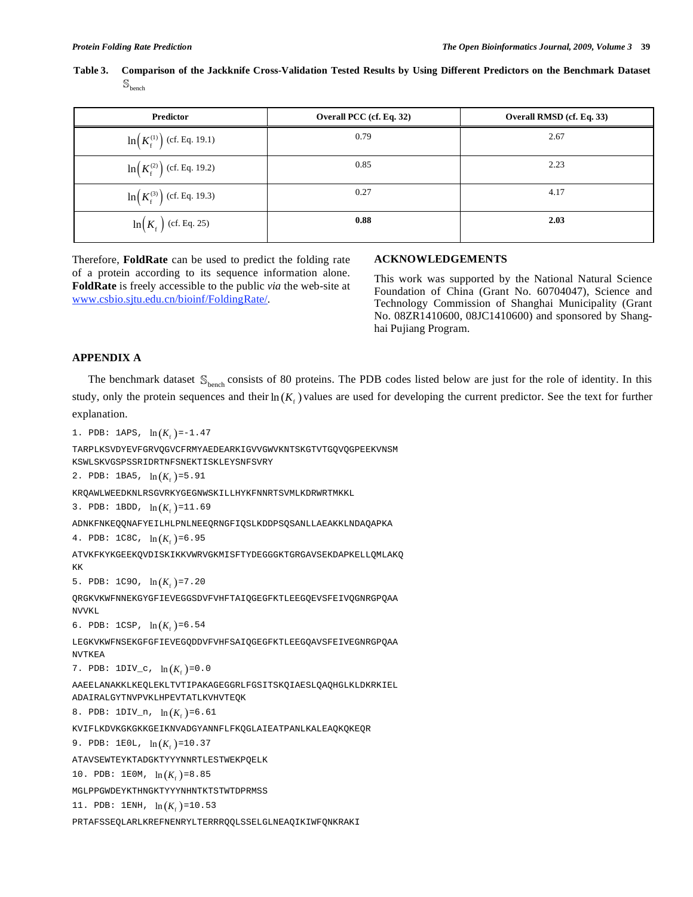**Table 3. Comparison of the Jackknife Cross-Validation Tested Results by Using Different Predictors on the Benchmark Dataset $\mathbb{S}_{\text{bench}}$**

| Predictor | Overall PCC (cf. Eq. 32) | Overall RMSD (cf. Eq. 33) |
|---|---|---|
| $\ln\left(K_{\text{f}}^{(1)}\right)$ (cf. Eq. 19.1) | 0.79 | 2.67 |
| $\ln\left(K_{\text{f}}^{(2)}\right)$ (cf. Eq. 19.2) | 0.85 | 2.23 |
| $\ln\left(K_{\text{f}}^{(3)}\right)$ (cf. Eq. 19.3) | 0.27 | 4.17 |
| $\ln\left(K_{\text{f}}\right)$ (cf. Eq. 25) | **0.88** | **2.03** |

Therefore, **FoldRate** can be used to predict the folding rate of a protein according to its sequence information alone. **FoldRate** is freely accessible to the public *via* the web-site at www.csbio.sjtu.edu.cn/bioinf/FoldingRate/.

## ACKNOWLEDGEMENTS

This work was supported by the National Natural Science Foundation of China (Grant No. 60704047), Science and Technology Commission of Shanghai Municipality (Grant No. 08ZR1410600, 08JC1410600) and sponsored by Shanghai Pujiang Program.

## APPENDIX A

The benchmark dataset $\mathbb{S}_{\text{bench}}$ consists of 80 proteins. The PDB codes listed below are just for the role of identity. In this study, only the protein sequences and their $\ln(K_{\text{f}})$ values are used for developing the current predictor. See the text for further explanation.

1. PDB: 1APS, $\ln(K_{\text{f}})$=-1.47

TARPLKSVDYEVFGRVQGVCFRMYAEDEARKIGVVGWVKNTSKGTVTGQVQGPEEKVNSM
KSWLSKVGSPSSRIDRTNFSNEKTISKLEYSNFSVRY

2. PDB: 1BA5, $\ln(K_{\text{f}})$=5.91

KRQAWLWEEDKNLRSGVRKYGEGNWSKILLHYKFNNRTSVMLKDRWRTMKKL

3. PDB: 1BDD, $\ln(K_{\text{f}})$=11.69

ADNKFNKEQQNAFYEILHLPNLNEEQRNGFIQSLKDDPSQSANLLAEAKKLNDAQAPKA

4. PDB: 1C8C, $\ln(K_{\text{f}})$=6.95

ATVKFKYKGEEKQVDISKIKKVWRVGKMISFTYDEGGGKTGRGAVSEKDAPKELLQMLAKQ
KK

5. PDB: 1C9O, $\ln(K_{\text{f}})$=7.20

QRGKVKWFNNEKGYGFIEVEGGSDVFVHFTAIQGEGFKTLEEGQEVSFEIVQGNRGPQAA
NVVKL

6. PDB: 1CSP, $\ln(K_{\text{f}})$=6.54

LEGKVKWFNSEKGFGFIEVEGQDDVFVHFSAIQGEGFKTLEEGQAVSFEIVEGNRGPQAA
NVTKEA

7. PDB: 1DIV_c, $\ln(K_{\text{f}})$=0.0

AAEELANAKKLKEQLEKLTVTIPAKAGEGGRLFGSITSKQIAESLQAQHGLKLDKRKIEL
ADAIRALGYTNVPVKLHPEVTATLKVHVTEQK

8. PDB: 1DIV_n, $\ln(K_{\text{f}})$=6.61

KVIFLKDVKGKGKKGEIKNVADGYANNFLFKQGLAIEATPANLKALEAQKQKEQR

9. PDB: 1E0L, $\ln(K_{\text{f}})$=10.37

ATAVSEWTEYKTADGKTYYYNNRTLESTWEKPQELK

10. PDB: 1E0M, $\ln(K_{\text{f}})$=8.85

MGLPPGWDEYKTHNGKTYYYNHNTKTSTWTDPRMSS

11. PDB: 1ENH, $\ln(K_{\text{f}})$=10.53

PRTAFSSEQLARLKREFNENRYLTERRRQQLSSELGLNEAQIKIWFQNKRAKI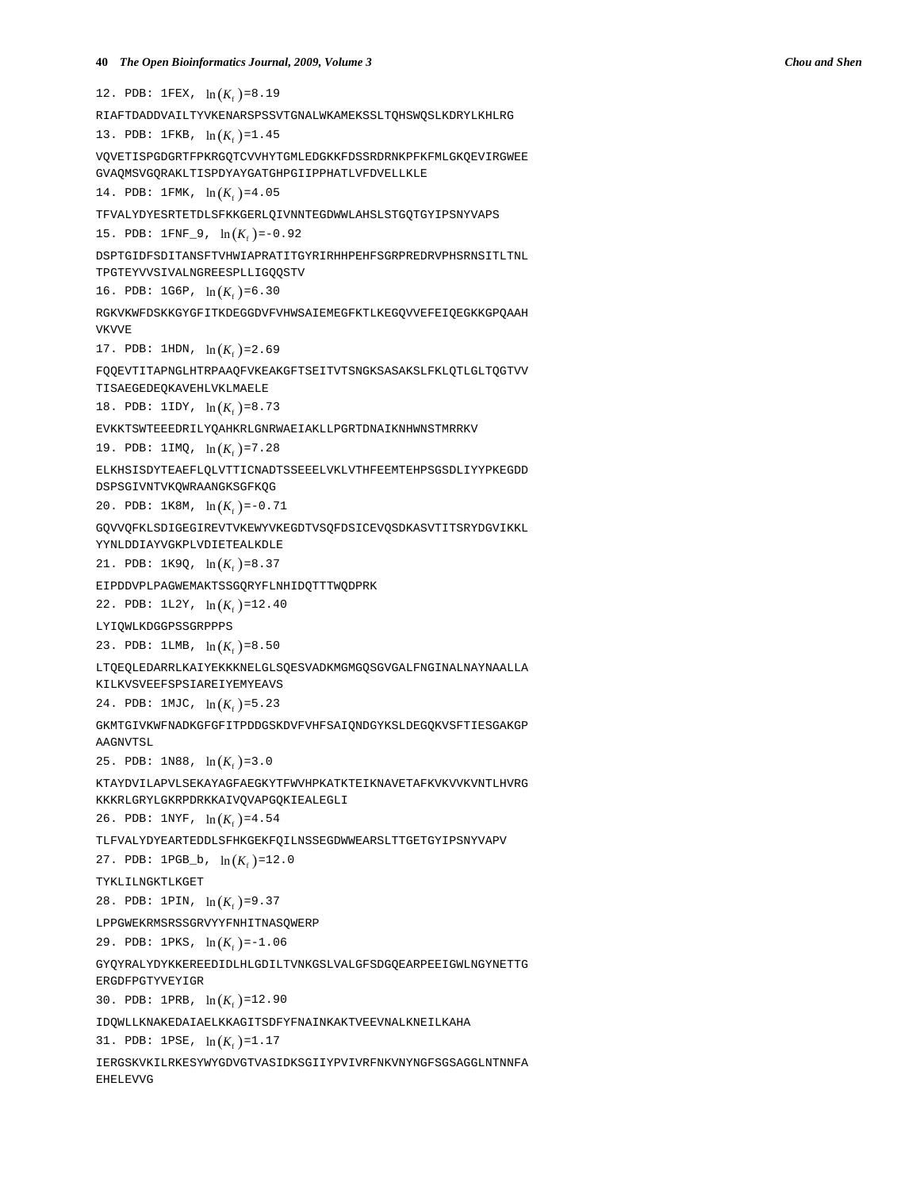12. PDB: 1FEX, $\ln(K_f)$=8.19

RIAFTDADDVAILTYVKENARSPSSVTGNALWKAMEKSSLTQHSWQSLKDRYLKHLRG

13. PDB: 1FKB, $\ln(K_f)$=1.45

VQVETISPGDGRTFPKRGQTCVVHYTGMLEDGKKFDSSRDRNKPFKFMLGKQEVIRGWEE
GVAQMSVGQRAKLTISPDYAYGATGHPGIIPPHATLVFDVELLKLE

14. PDB: 1FMK, $\ln(K_f)$=4.05

TFVALYDYESRTETDLSFKKGERLQIVNNTEGDWWLAHSLSTGQTGYIPSNYVAPS

15. PDB: 1FNF_9, $\ln(K_f)$=-0.92

DSPTGIDFSDITANSFTVHWIAPRATITGYRIRHHPEHFSGRPREDRVPHSRNSITLTNL
TPGTEYVVSIVALNGREESPLLIGQQSTV

16. PDB: 1G6P, $\ln(K_f)$=6.30

RGKVKWFDSKKGYGFITKDEGGDVFVHWSAIEMEGFKTLKEGQVVEFEIQEGKKGPQAAH
VKVVE

17. PDB: 1HDN, $\ln(K_f)$=2.69

FQQEVTITAPNGLHTRPAAQFVKEAKGFTSEITVTSNGKSASAKSLFKLQTLGLTQGTVV
TISAEGEDEQKAVEHLVKLMAELE

18. PDB: 1IDY, $\ln(K_f)$=8.73

EVKKTSWTEEEDRILYQAHKRLGNRWAEIAKLLPGRTDNAIKNHWNSTMRRKV

19. PDB: 1IMQ, $\ln(K_f)$=7.28

ELKHSISDYTEAEFLQLVTTICNADTSSEEELVKLVTHFEEMTEHPSGSDLIYYPKEGDD
DSPSGIVNTVKQWRAANGKSGFKQG

20. PDB: 1K8M, $\ln(K_f)$=-0.71

GQVVQFKLSDIGEGIREVTVKEWYVKEGDTVSQFDSICEVQSDKASVTITSRYDGVIKKL
YYNLDDIAYVGKPLVDIETEALKDLE

21. PDB: 1K9Q, $\ln(K_f)$=8.37

EIPDDVPLPAGWEMAKTSSGQRYFLNHIDQTTTWQDPRK

22. PDB: 1L2Y, $\ln(K_f)$=12.40

LYIQWLKDGGPSSGRPPPS

23. PDB: 1LMB, $\ln(K_f)$=8.50

LTQEQLEDARRLKAIYEKKKNELGLSQESVADKMGMGQSGVGALFNGINALNAYNAALLA
KILKVSVEEFSPSIAREIYEMYEAVS

24. PDB: 1MJC, $\ln(K_f)$=5.23

GKMTGIVKWFNADKGFGFITPDDGSKDVFVHFSAIQNDGYKSLDEGQKVSFTIESGAKGP
AAGNVTSL

25. PDB: 1N88, $\ln(K_f)$=3.0

KTAYDVILAPVLSEKAYAGFAEGKYTFWVHPKATKTEIKNAVETAFKVKVVKVNTLHVRG
KKKRLGRYLGKRPDRKKAIVQVAPGQKIEALEGLI

26. PDB: 1NYF, $\ln(K_f)$=4.54

TLFVALYDYEARTEDDLSFHKGEKFQILNSSEGDWWEARSLTTGETGYIPSNYVAPV

27. PDB: 1PGB_b, $\ln(K_f)$=12.0

TYKLILNGKTLKGET

28. PDB: 1PIN, $\ln(K_f)$=9.37

LPPGWEKRMSRSSGRVYYFNHITNASQWERP

29. PDB: 1PKS, $\ln(K_f)$=-1.06

GYQYRALYDYKKEREEDIDLHLGDILTVNKGSLVALGFSDGQEARPEEIGWLNGYNETTG
ERGDFPGTYVEYIGR

30. PDB: 1PRB, $\ln(K_f)$=12.90

IDQWLLKNAKEDAIAELKKAGITSDFYFNAINKAKTVEEVNALKNEILKAHA

31. PDB: 1PSE, $\ln(K_f)$=1.17

IERGSKVKILRKESYWYGDVGTVASIDKSGIIYPVIVRFNKVNYNGFSGSAGGLNTNNFA
EHELEVVG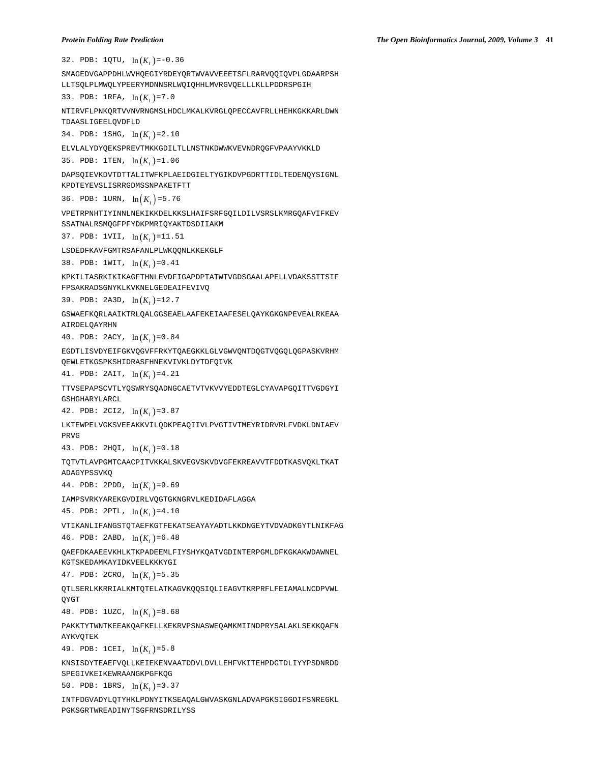32. PDB: 1QTU, $\ln(K_f)$=-0.36

SMAGEDVGAPPDHLWVHQEGIYRDEYQRTWVAVVEEETSFLRARVQQIQVPLGDAARPSH
LLTSQLPLMWQLYPEERYMDNNSRLWQIQHHLMVRGVQELLLKLLPDDRSPGIH

33. PDB: 1RFA, $\ln(K_f)$=7.0

NTIRVFLPNKQRTVVNVRNGMSLHDCLMKALKVRGLQPECCAVFRLLHEHKGKKARLDWN
TDAASLIGEELQVDFLD

34. PDB: 1SHG, $\ln(K_f)$=2.10

ELVLALYDYQEKSPREVTMKKGDILTLLNSTNKDWWKVEVNDRQGFVPAAYVKKLD

35. PDB: 1TEN, $\ln(K_f)$=1.06

DAPSQIEVKDVTDTTALITWFKPLAEIDGIELTYGIKDVPGDRTTIDLTEDENQYSIGNL
KPDTEYEVSLISRRGDMSSNPAKETFTT

36. PDB: 1URN, $\ln(K_f)$=5.76

VPETRPNHTIYINNLNEKIKKDELKKSLHAIFSRFGQILDILVSRSLKMRGQAFVIFKEV
SSATNALRSMQGFPFYDKPMRIQYAKTDSDIIAKM

37. PDB: 1VII, $\ln(K_f)$=11.51

LSDEDFKAVFGMTRSAFANLPLWKQQNLKKEKGLF

38. PDB: 1WIT, $\ln(K_f)$=0.41

KPKILTASRKIKIKAGFTHNLEVDFIGAPDPTATWTVGDSGAALAPELLVDAKSSTTSIF
FPSAKRADSGNYKLKVKNELGEDEAIFEVIVQ

39. PDB: 2A3D, $\ln(K_f)$=12.7

GSWAEFKQRLAAIKTRLQALGGSEAELAAFEKEIAAFESELQAYKGKGNPEVEALRKEAA
AIRDELQAYRHN

40. PDB: 2ACY, $\ln(K_f)$=0.84

EGDTLISVDYEIFGKVQGVFFRKYTQAEGKKLGLVGWVQNTDQGTVQGQLQGPASKVRHM
QEWLETKGSPKSHIDRASFHNEKVIVKLDYTDFQIVK

41. PDB: 2AIT, $\ln(K_f)$=4.21

TTVSEPAPSCVTLYQSWRYSQADNGCAETVTVKVVYEDDTEGLCYAVAPGQITTVGDGYI
GSHGHARYLARCL

42. PDB: 2CI2, $\ln(K_f)$=3.87

LKTEWPELVGKSVEEAKKVILQDKPEAQIIVLPVGTIVTMEYRIDRVRLFVDKLDNIAEV
PRVG

43. PDB: 2HQI, $\ln(K_f)$=0.18

TQTVTLAVPGMTCAACPITVKKALSKVEGVSKVDVGFEKREAVVTFDDTKASVQKLTKAT
ADAGYPSSVKQ

44. PDB: 2PDD, $\ln(K_f)$=9.69

IAMPSVRKYAREKGVDIRLVQGTGKNGRVLKEDIDAFLAGGA

45. PDB: 2PTL, $\ln(K_f)$=4.10

VTIKANLIFANGSTQTAEFKGTFEKATSEAYAYADTLKKDNGEYTVDVADKGYTLNIKFAG

46. PDB: 2ABD, $\ln(K_f)$=6.48

QAEFDKAAEEVKHLKTKPADEEMLFIYSHYKQATVGDINTERPGMLDFKGKAKWDAWNEL
KGTSKEDAMKAYIDKVEELKKKYGI

47. PDB: 2CRO, $\ln(K_f)$=5.35

QTLSERLKKRRIALKMTQTELATKAGVKQQSIQLIEAGVTKRPRFLFEIAMALNCDPVWL
QYGT

48. PDB: 1UZC, $\ln(K_f)$=8.68

PAKKTYTWNTKEEAKQAFKELLKEKRVPSNASWEQAMKMIINDPRYSALAKLSEKKQAFN
AYKVQTEK

49. PDB: 1CEI, $\ln(K_f)$=5.8

KNSISDYTEAEFVQLLKEIEKENVAATDDVLDVLLEHFVKITEHPDGTDLIYYPSDNRDD
SPEGIVKEIKEWRAANGKPGFKQG

50. PDB: 1BRS, $\ln(K_f)$=3.37

INTFDGVADYLQTYHKLPDNYITKSEAQALGWVASKGNLADVAPGKSIGGDIFSNREGKL
PGKSGRTWREADINYTSGFRNSDRILYSS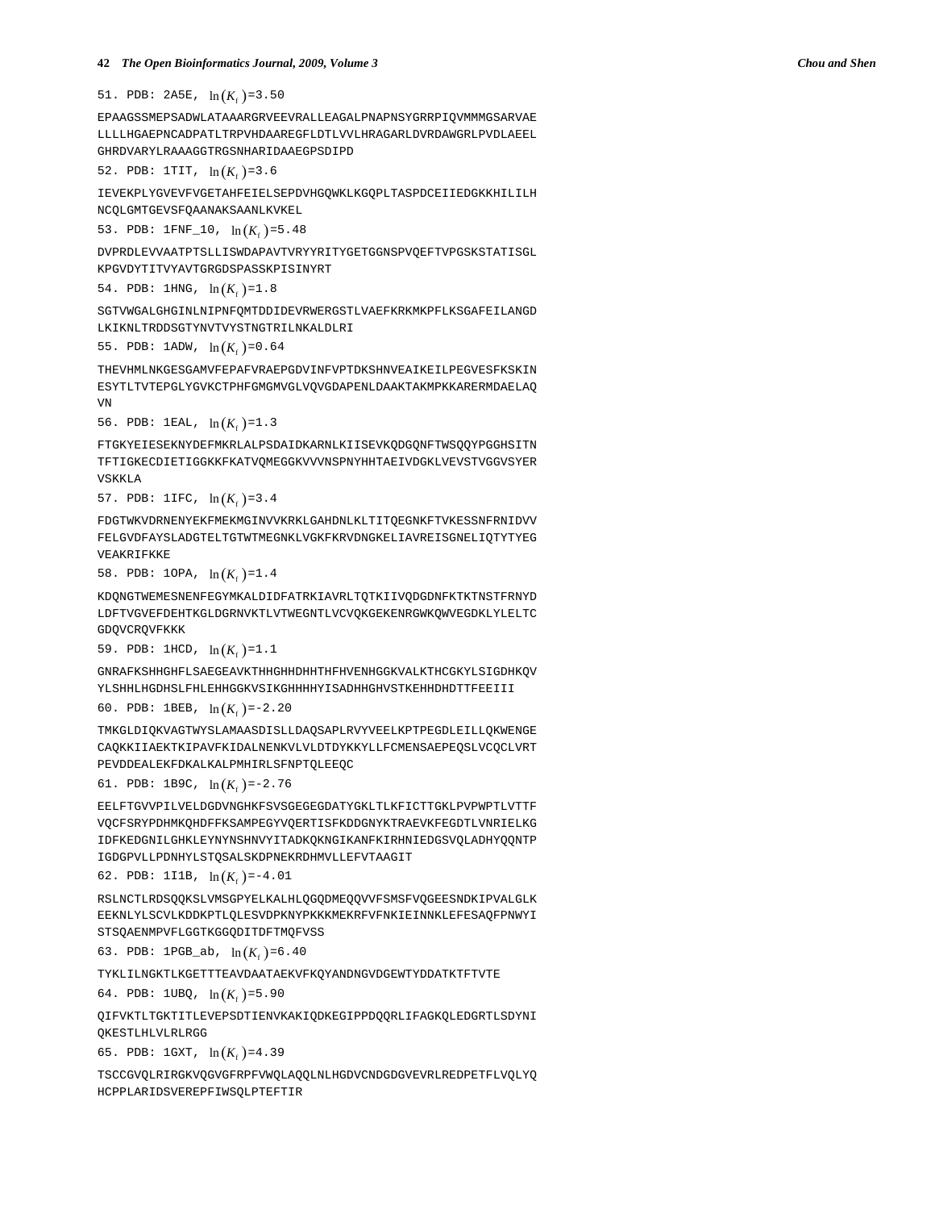51. PDB: 2A5E, $\ln(K_f)$=3.50

EPAAGSSMEPSADWLATAAARGRVEEVRALLEAGALPNAPNSYGRRPIQVMMMGSARVAE
LLLLHGAEPNCADPATLTRPVHDAAREGFLDTLVVLHRAGARLDVRDAWGRLPVDLAEEL
GHRDVARYLRAAAGGTRGSNHARIDAAEGPSDIPD

52. PDB: 1TIT, $\ln(K_f)$=3.6

IEVEKPLYGVEVFVGETAHFEIELSEPDVHGQWKLKGQPLTASPDCEIIEDGKKHILILH
NCQLGMTGEVSFQAANAKSAANLKVKEL

53. PDB: 1FNF_10, $\ln(K_f)$=5.48

DVPRDLEVVAATPTSLLISWDAPAVTVRYYRITYGETGGNSPVQEFTVPGSKSTATISGL
KPGVDYTITVYAVTGRGDSPASSKPISINYRT

54. PDB: 1HNG, $\ln(K_f)$=1.8

SGTVWGALGHGINLNIPNFQMTDDIDEVRWERGSTLVAEFKRKMKPFLKSGAFEILANGD
LKIKNLTRDDSGTYNVTVYSTNGTRILNKALDLRI

55. PDB: 1ADW, $\ln(K_f)$=0.64

THEVHMLNKGESGAMVFEPAFVRAEPGDVINFVPTDKSHNVEAIKEILPEGVESFKSKIN
ESYTLTVTEPGLYGVKCTPHFGMGMVGLVQVGDAPENLDAAKTAKMPKKARERMDAELAQ
VN

56. PDB: 1EAL, $\ln(K_f)$=1.3

FTGKYEIESEKNYDEFMKRLALPSDAIDKARNLKIISEVKQDGQNFTWSQQYPGGHSITN
TFTIGKECDIETIGGKKFKATVQMEGGKVVVNSPNYHHTAEIVDGKLVEVSTVGGVSYER
VSKKLA

57. PDB: 1IFC, $\ln(K_f)$=3.4

FDGTWKVDRNENYEKFMEKMGINVVKRKLGAHDNLKLTITQEGNKFTVKESSNFRNIDVV
FELGVDFAYSLADGTELTGTWTMEGNKLVGKFKRVDNGKELIAVREISGNELIQTYTYEG
VEAKRIFKKE

58. PDB: 1OPA, $\ln(K_f)$=1.4

KDQNGTWEMESNENFEGYMKALDIDFATRKIAVRLTQTKIIVQDGDNFKTKTNSTFRNYD
LDFTVGVEFDEHTKGLDGRNVKTLVTWEGNTLVCVQKGEKENRGWKQWVEGDKLYLELTC
GDQVCRQVFKKK

59. PDB: 1HCD, $\ln(K_f)$=1.1

GNRAFKSHHGHFLSAEGEAVKTHHGHHDHHTHFHVENHGGKVALKTHCGKYLSIGDHKQV
YLSHHLHGDHSLFHLEHHGGKVSIKGHHHHYISADHHGHVSTKEHHDHDTTFEEIII

60. PDB: 1BEB, $\ln(K_f)$=-2.20

TMKGLDIQKVAGTWYSLAMAASDISLLDAQSAPLRVYVEELKPTPEGDLEILLQKWENGE
CAQKKIIAEKTKIPAVFKIDALNENKVLVLDTDYKKYLLFCMENSAEPEQSLVCQCLVRT
PEVDDEALEKFDKALKALPMHIRLSFNPTQLEEQC

61. PDB: 1B9C, $\ln(K_f)$=-2.76

EELFTGVVPILVELDGDVNGHKFSVSGEGEGDATYGKLTLKFICTTGKLPVPWPTLVTTF
VQCFSRYPDHMKQHDFFKSAMPEGYVQERTISFKDDGNYKTRAEVKFEGDTLVNRIELKG
IDFKEDGNILGHKLEYNYNSHNVYITADKQKNGIKANFKIRHNIEDGSVQLADHYQQNTP
IGDGPVLLPDNHYLSTQSALSKDPNEKRDHMVLLEFVTAAGIT

62. PDB: 1I1B, $\ln(K_f)$=-4.01

RSLNCTLRDSQQKSLVMSGPYELKALHLQGQDMEQQVVFSMSFVQGEESNDKIPVALGLK
EEKNLYLSCVLKDDKPTLQLESVDPKNYPKKKMEKRFVFNKIEINNKLEFESAQFPNWYI
STSQAENMPVFLGGTKGGQDITDFTMQFVSS

63. PDB: 1PGB_ab, $\ln(K_f)$=6.40

TYKLILNGKTLKGETTTEAVDAATAEKVFKQYANDNGVDGEWTYDDATKTFTVTE

64. PDB: 1UBQ, $\ln(K_f)$=5.90

QIFVKTLTGKTITLEVEPSDTIENVKAKIQDKEGIPPDQQRLIFAGKQLEDGRTLSDYNI
QKESTLHLVLRLRGG

65. PDB: 1GXT, $\ln(K_f)$=4.39

TSCCGVQLRIRGKVQGVGFRPFVWQLAQQLNLHGDVCNDGDGVEVRLREDPETFLVQLYQ
HCPPLARIDSVEREPFIWSQLPTEFTIR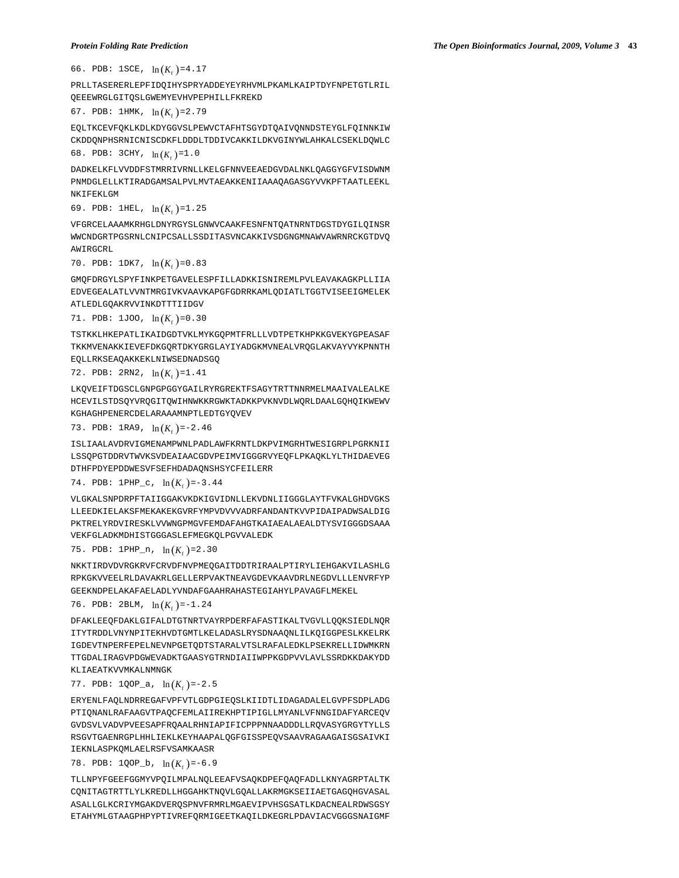66. PDB: 1SCE, $\ln(K_f)$=4.17

PRLLTASERERLEPFIDQIHYSPRYADDEYEYRHVMLPKAMLKAIPTDYFNPETGTLRIL
QEEEWRGLGITQSLGWEMYEVHVPEPHILLFKREKD

67. PDB: 1HMK, $\ln(K_f)$=2.79

EQLTKCEVFQKLKDLKDYGGVSLPEWVCTAFHTSGYDTQAIVQNNDSTEYGLFQINNKIW
CKDDQNPHSRNICNISCDKFLDDDLTDDIVCAKKILDKVGINYWLAHKALCSEKLDQWLC

68. PDB: 3CHY, $\ln(K_f)$=1.0

DADKELKFLVVDDFSTMRRIVRNLLKELGFNNVEEAEDGVDALNKLQAGGYGFVISDWNM
PNMDGLELLKTIRADGAMSALPVLMVTAEAKKENIIAAAQAGASGYVVKPFTAATLEEKL
NKIFEKLGM

69. PDB: 1HEL, $\ln(K_f)$=1.25

VFGRCELAAAMKRHGLDNYRGYSLGNWVCAAKFESNFNTQATNRNTDGSTDYGILQINSR
WWCNDGRTPGSRNLCNIPCSALLSSDITASVNCAKKIVSDGNGMNAWVAWRNRCKGTDVQ
AWIRGCRL

70. PDB: 1DK7, $\ln(K_f)$=0.83

GMQFDRGYLSPYFINKPETGAVELESPFILLADKKISNIREMLPVLEAVAKAGKPLLIIA
EDVEGEALATLVVNTMRGIVKVAAVKAPGFGDRRKAMLQDIATLTGGTVISEEIGMELEK
ATLEDLGQAKRVVINKDTTTIIDGV

71. PDB: 1JOO, $\ln(K_f)$=0.30

TSTKKLHKEPATLIKAIDGDTVKLMYKGQPMTFRLLLVDTPETKHPKKGVEKYGPEASAF
TKKMVENAKKIEVEFDKGQRTDKYGRGLAYIYADGKMVNEALVRQGLAKVAYVYKPNNTH
EQLLRKSEAQAKKEKLNIWSEDNADSGQ

72. PDB: 2RN2, $\ln(K_f)$=1.41

LKQVEIFTDGSCLGNPGPGGYGAILRYRGREKTFSAGYTRTTNNRMELMAAIVALEALKE
HCEVILSTDSQYVRQGITQWIHNWKKRGWKTADKKPVKNVDLWQRLDAALGQHQIKWEWV
KGHAGHPENERCDELARAAAMNPTLEDTGYQVEV

73. PDB: 1RA9, $\ln(K_f)$=-2.46

ISLIAALAVDRVIGMENAMPWNLPADLAWFKRNTLDKPVIMGRHTWESIGRPLPGRKNII
LSSQPGTDDRVTWVKSVDEAIAACGDVPEIMVIGGGRVYEQFLPKAQKLYLTHIDAEVEG
DTHFPDYEPDDWESVFSEFHDADAQNSHSYCFEILERR

74. PDB: 1PHP_c, $\ln(K_f)$=-3.44

VLGKALSNPDRPFTAIIGGAKVKDKIGVIDNLLEKVDNLIIGGGLAYTFVKALGHDVGKS
LLEEDKIELAKSFMEKAKEKGVRFYMPVDVVVADRFANDANTKVVPIDAIPADWSALDIG
PKTRELYRDVIRESKLVVWNGPMGVFEMDAFAHGTKAIAEALAEALDTYSVIGGGDSAAA
VEKFGLADKMDHISTGGGASLEFMEGKQLPGVVALEDK

75. PDB: 1PHP_n, $\ln(K_f)$=2.30

NKKTIRDVDVRGKRVFCRVDFNVPMEQGAITDDTRIRAALPTIRYLIEHGAKVILASHLG
RPKGKVVEELRLDAVAKRLGELLERPVAKTNEAVGDEVKAAVDRLNEGDVLLLENVRFYP
GEEKNDPELAKAFAELADLYVNDAFGAAHRAHASTEGIAHYLPAVAGFLMEKEL

76. PDB: 2BLM, $\ln(K_f)$=-1.24

DFAKLEEQFDAKLGIFALDTGTNRTVAYRPDERFAFASTIKALTVGVLLQQKSIEDLNQR
ITYTRDDLVNYNPITEKHVDTGMTLKELADASLRYSDNAAQNLILKQIGGPESLKKELRK
IGDEVTNPERFEPELNEVNPGETQDTSTARALVTSLRAFALEDKLPSEKRELLIDWMKRN
TTGDALIRAGVPDGWEVADKTGAASYGTRNDIAIIWPPKGDPVVLAVLSSRDKKDAKYDD
KLIAEATKVVMKALNMNGK

77. PDB: 1QOP_a, $\ln(K_f)$=-2.5

ERYENLFAQLNDRREGAFVPFVTLGDPGIEQSLKIIDTLIDAGADALELGVPFSDPLADG
PTIQNANLRAFAAGVTPAQCFEMLAIIREKHPTIPIGLLMYANLVFNNGIDAFYARCEQV
GVDSVLVADVPVEESAPFRQAALRHNIAPIFICPPPNNAADDDLLRQVASYGRGYTYLLS
RSGVTGAENRGPLHHLIEKLKEYHAAPALQGFGISSPEQVSAAVRAGAAGAISGSAIVKI
IEKNLASPKQMLAELRSFVSAMKAASR

78. PDB: 1QOP_b, $\ln(K_f)$=-6.9

TLLNPYFGEEFGGMYVPQILMPALNQLEEAFVSAQKDPEFQAQFADLLKNYAGRPTALTK
CQNITAGTRTTLYLKREDLLHGGAHKTNQVLGQALLAKRMGKSEIIAETGAGQHGVASAL
ASALLGLKCRIYMGAKDVERQSPNVFRMRLMGAEVIPVHSGSATLKDACNEALRDWSGSY
ETAHYMLGTAAGPHPYPTIVREFQRMIGEETKAQILDKEGRLPDAVIACVGGGSNAIGMF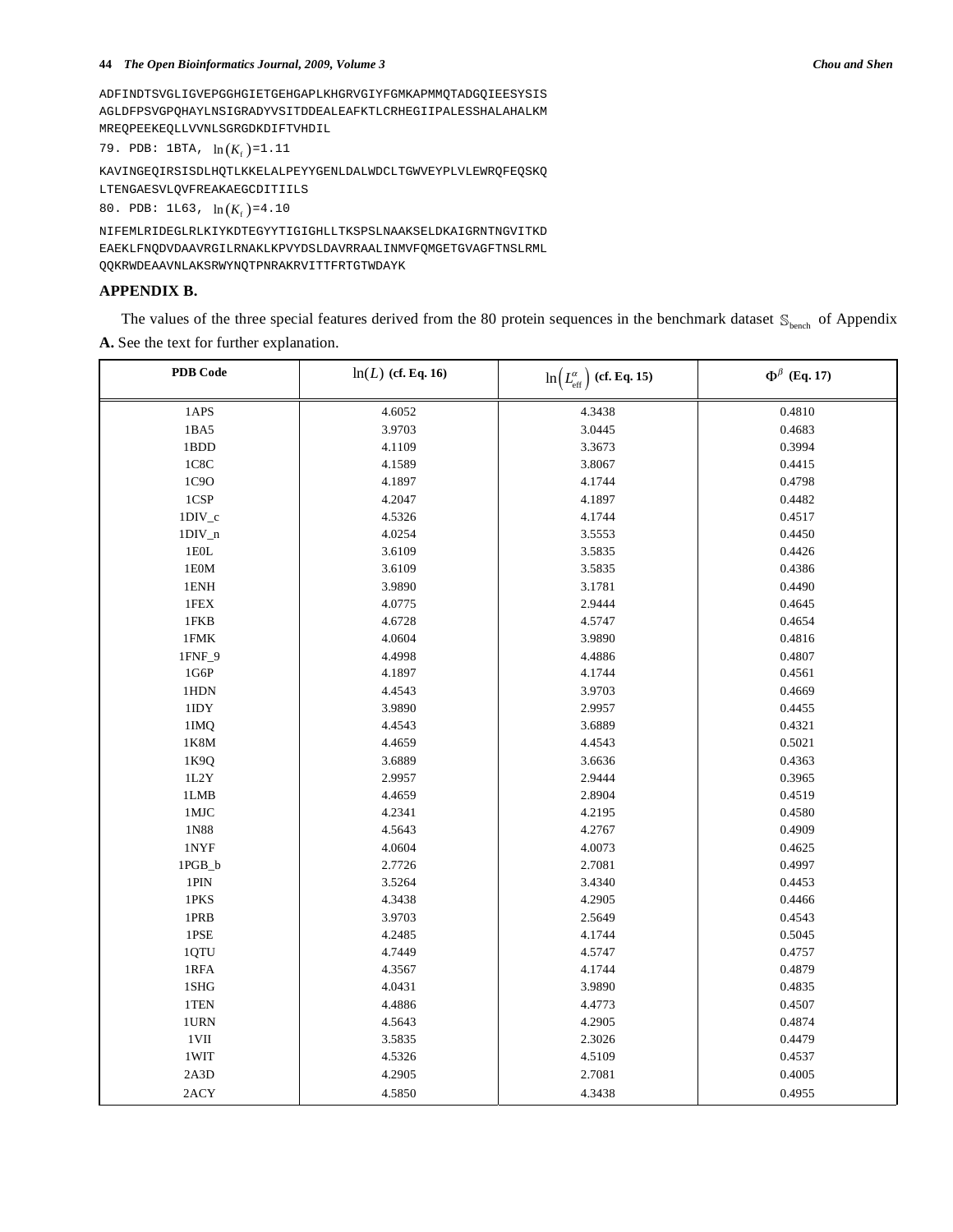```
ADFINDTSVGLIGVEPGGHGIETGEHGAPLKHGRVGIYFGMKAPMMQTADGQIEESYSIS
AGLDFPSVGPQHAYLNSIGRADYVSITDDEALEAFKTLCRHEGIIPALESSHALAHALKM
MREQPEEKEQLLVVNLSGRGDKDIFTVHDIL
```

79. PDB: 1BTA, $\ln(K_f)$=1.11

```
KAVINGEQIRSISDLHQTLKKELALPEYYGENLDALWDCLTGWVEYPLVLEWRQFEQSKQ
LTENGAESVLQVFREAKAEGCDITIILS
```

80. PDB: 1L63, $\ln(K_f)$=4.10

```
NIFEMLRIDEGLRLKIYKDTEGYYTIGIGHLLTKSPSLNAAKSELDKAIGRNTNGVITKD
EAEKLFNQDVDAAVRGILRNAKLKPVYDSLDAVRRAALINMVFQMGETGVAGFTNSLRML
QQKRWDEAAVNLAKSRWYNQTPNRAKRVITTFRTGTWDAYK
```

## APPENDIX B.

The values of the three special features derived from the 80 protein sequences in the benchmark dataset $\mathbb{S}_{\text{bench}}$ of Appendix **A.** See the text for further explanation.

| PDB Code | $\ln(L)$ (cf. Eq. 16) | $\ln\left(L_{\text{eff}}^{\alpha}\right)$ (cf. Eq. 15) | $\Phi^{\beta}$ (Eq. 17) |
|---|---|---|---|
| 1APS | 4.6052 | 4.3438 | 0.4810 |
| 1BA5 | 3.9703 | 3.0445 | 0.4683 |
| 1BDD | 4.1109 | 3.3673 | 0.3994 |
| 1C8C | 4.1589 | 3.8067 | 0.4415 |
| 1C9O | 4.1897 | 4.1744 | 0.4798 |
| 1CSP | 4.2047 | 4.1897 | 0.4482 |
| 1DIV_c | 4.5326 | 4.1744 | 0.4517 |
| 1DIV_n | 4.0254 | 3.5553 | 0.4450 |
| 1E0L | 3.6109 | 3.5835 | 0.4426 |
| 1E0M | 3.6109 | 3.5835 | 0.4386 |
| 1ENH | 3.9890 | 3.1781 | 0.4490 |
| 1FEX | 4.0775 | 2.9444 | 0.4645 |
| 1FKB | 4.6728 | 4.5747 | 0.4654 |
| 1FMK | 4.0604 | 3.9890 | 0.4816 |
| 1FNF_9 | 4.4998 | 4.4886 | 0.4807 |
| 1G6P | 4.1897 | 4.1744 | 0.4561 |
| 1HDN | 4.4543 | 3.9703 | 0.4669 |
| 1IDY | 3.9890 | 2.9957 | 0.4455 |
| 1IMQ | 4.4543 | 3.6889 | 0.4321 |
| 1K8M | 4.4659 | 4.4543 | 0.5021 |
| 1K9Q | 3.6889 | 3.6636 | 0.4363 |
| 1L2Y | 2.9957 | 2.9444 | 0.3965 |
| 1LMB | 4.4659 | 2.8904 | 0.4519 |
| 1MJC | 4.2341 | 4.2195 | 0.4580 |
| 1N88 | 4.5643 | 4.2767 | 0.4909 |
| 1NYF | 4.0604 | 4.0073 | 0.4625 |
| 1PGB_b | 2.7726 | 2.7081 | 0.4997 |
| 1PIN | 3.5264 | 3.4340 | 0.4453 |
| 1PKS | 4.3438 | 4.2905 | 0.4466 |
| 1PRB | 3.9703 | 2.5649 | 0.4543 |
| 1PSE | 4.2485 | 4.1744 | 0.5045 |
| 1QTU | 4.7449 | 4.5747 | 0.4757 |
| 1RFA | 4.3567 | 4.1744 | 0.4879 |
| 1SHG | 4.0431 | 3.9890 | 0.4835 |
| 1TEN | 4.4886 | 4.4773 | 0.4507 |
| 1URN | 4.5643 | 4.2905 | 0.4874 |
| 1VII | 3.5835 | 2.3026 | 0.4479 |
| 1WIT | 4.5326 | 4.5109 | 0.4537 |
| 2A3D | 4.2905 | 2.7081 | 0.4005 |
| 2ACY | 4.5850 | 4.3438 | 0.4955 |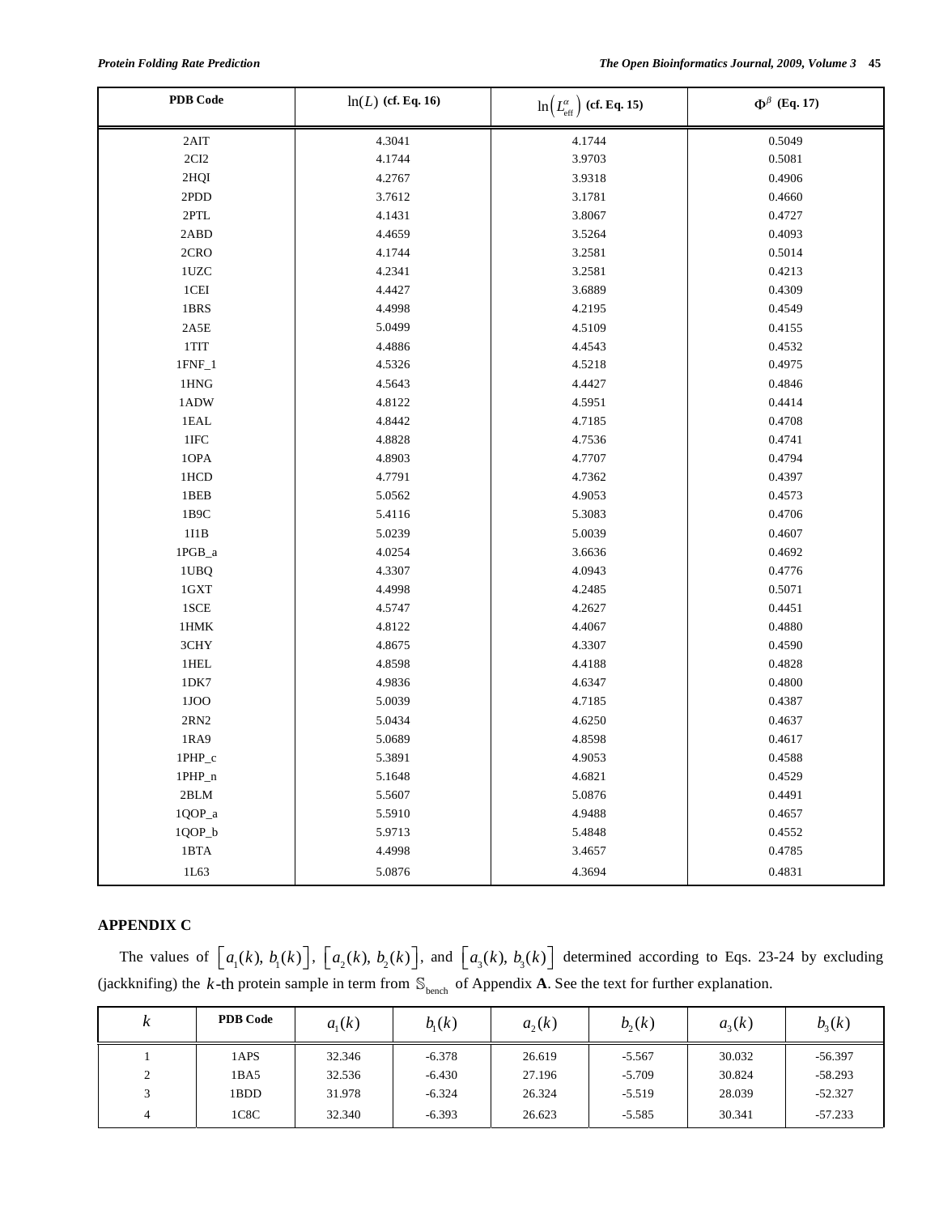| PDB Code | $\ln(L)$ (cf. Eq. 16) | $\ln\left(L_{\text{eff}}^{\alpha}\right)$ (cf. Eq. 15) | $\Phi^{\beta}$ (Eq. 17) |
|---|---|---|---|
| 2AIT | 4.3041 | 4.1744 | 0.5049 |
| 2CI2 | 4.1744 | 3.9703 | 0.5081 |
| 2HQI | 4.2767 | 3.9318 | 0.4906 |
| 2PDD | 3.7612 | 3.1781 | 0.4660 |
| 2PTL | 4.1431 | 3.8067 | 0.4727 |
| 2ABD | 4.4659 | 3.5264 | 0.4093 |
| 2CRO | 4.1744 | 3.2581 | 0.5014 |
| 1UZC | 4.2341 | 3.2581 | 0.4213 |
| 1CEI | 4.4427 | 3.6889 | 0.4309 |
| 1BRS | 4.4998 | 4.2195 | 0.4549 |
| 2A5E | 5.0499 | 4.5109 | 0.4155 |
| 1TIT | 4.4886 | 4.4543 | 0.4532 |
| 1FNF_1 | 4.5326 | 4.5218 | 0.4975 |
| 1HNG | 4.5643 | 4.4427 | 0.4846 |
| 1ADW | 4.8122 | 4.5951 | 0.4414 |
| 1EAL | 4.8442 | 4.7185 | 0.4708 |
| 1IFC | 4.8828 | 4.7536 | 0.4741 |
| 1OPA | 4.8903 | 4.7707 | 0.4794 |
| 1HCD | 4.7791 | 4.7362 | 0.4397 |
| 1BEB | 5.0562 | 4.9053 | 0.4573 |
| 1B9C | 5.4116 | 5.3083 | 0.4706 |
| 1I1B | 5.0239 | 5.0039 | 0.4607 |
| 1PGB_a | 4.0254 | 3.6636 | 0.4692 |
| 1UBQ | 4.3307 | 4.0943 | 0.4776 |
| 1GXT | 4.4998 | 4.2485 | 0.5071 |
| 1SCE | 4.5747 | 4.2627 | 0.4451 |
| 1HMK | 4.8122 | 4.4067 | 0.4880 |
| 3CHY | 4.8675 | 4.3307 | 0.4590 |
| 1HEL | 4.8598 | 4.4188 | 0.4828 |
| 1DK7 | 4.9836 | 4.6347 | 0.4800 |
| 1JOO | 5.0039 | 4.7185 | 0.4387 |
| 2RN2 | 5.0434 | 4.6250 | 0.4637 |
| 1RA9 | 5.0689 | 4.8598 | 0.4617 |
| 1PHP_c | 5.3891 | 4.9053 | 0.4588 |
| 1PHP_n | 5.1648 | 4.6821 | 0.4529 |
| 2BLM | 5.5607 | 5.0876 | 0.4491 |
| 1QOP_a | 5.5910 | 4.9488 | 0.4657 |
| 1QOP_b | 5.9713 | 5.4848 | 0.4552 |
| 1BTA | 4.4998 | 3.4657 | 0.4785 |
| 1L63 | 5.0876 | 4.3694 | 0.4831 |

## APPENDIX C

The values of $\left[a_1(k),\, b_1(k)\right]$, $\left[a_2(k),\, b_2(k)\right]$, and $\left[a_3(k),\, b_3(k)\right]$ determined according to Eqs. 23-24 by excluding (jackknifing) the $k$-th protein sample in term from $\mathbb{S}_{\text{bench}}$ of Appendix **A**. See the text for further explanation.

| $k$ | PDB Code | $a_1(k)$ | $b_1(k)$ | $a_2(k)$ | $b_2(k)$ | $a_3(k)$ | $b_3(k)$ |
|---|---|---|---|---|---|---|---|
| 1 | 1APS | 32.346 | -6.378 | 26.619 | -5.567 | 30.032 | -56.397 |
| 2 | 1BA5 | 32.536 | -6.430 | 27.196 | -5.709 | 30.824 | -58.293 |
| 3 | 1BDD | 31.978 | -6.324 | 26.324 | -5.519 | 28.039 | -52.327 |
| 4 | 1C8C | 32.340 | -6.393 | 26.623 | -5.585 | 30.341 | -57.233 |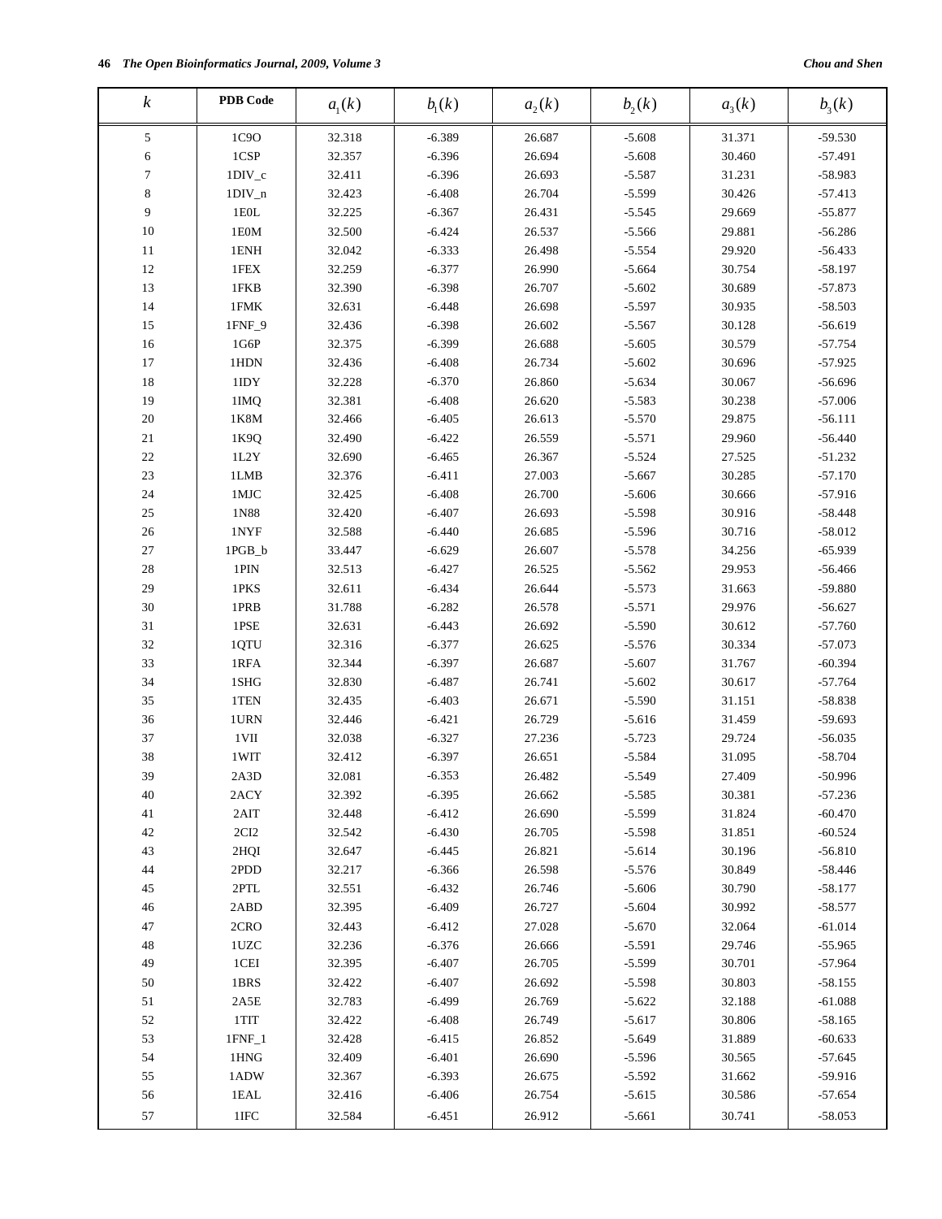| $k$ | PDB Code | $a_1(k)$ | $b_1(k)$ | $a_2(k)$ | $b_2(k)$ | $a_3(k)$ | $b_3(k)$ |
|---|---|---|---|---|---|---|---|
| 5 | 1C9O | 32.318 | -6.389 | 26.687 | -5.608 | 31.371 | -59.530 |
| 6 | 1CSP | 32.357 | -6.396 | 26.694 | -5.608 | 30.460 | -57.491 |
| 7 | 1DIV_c | 32.411 | -6.396 | 26.693 | -5.587 | 31.231 | -58.983 |
| 8 | 1DIV_n | 32.423 | -6.408 | 26.704 | -5.599 | 30.426 | -57.413 |
| 9 | 1E0L | 32.225 | -6.367 | 26.431 | -5.545 | 29.669 | -55.877 |
| 10 | 1E0M | 32.500 | -6.424 | 26.537 | -5.566 | 29.881 | -56.286 |
| 11 | 1ENH | 32.042 | -6.333 | 26.498 | -5.554 | 29.920 | -56.433 |
| 12 | 1FEX | 32.259 | -6.377 | 26.990 | -5.664 | 30.754 | -58.197 |
| 13 | 1FKB | 32.390 | -6.398 | 26.707 | -5.602 | 30.689 | -57.873 |
| 14 | 1FMK | 32.631 | -6.448 | 26.698 | -5.597 | 30.935 | -58.503 |
| 15 | 1FNF_9 | 32.436 | -6.398 | 26.602 | -5.567 | 30.128 | -56.619 |
| 16 | 1G6P | 32.375 | -6.399 | 26.688 | -5.605 | 30.579 | -57.754 |
| 17 | 1HDN | 32.436 | -6.408 | 26.734 | -5.602 | 30.696 | -57.925 |
| 18 | 1IDY | 32.228 | -6.370 | 26.860 | -5.634 | 30.067 | -56.696 |
| 19 | 1IMQ | 32.381 | -6.408 | 26.620 | -5.583 | 30.238 | -57.006 |
| 20 | 1K8M | 32.466 | -6.405 | 26.613 | -5.570 | 29.875 | -56.111 |
| 21 | 1K9Q | 32.490 | -6.422 | 26.559 | -5.571 | 29.960 | -56.440 |
| 22 | 1L2Y | 32.690 | -6.465 | 26.367 | -5.524 | 27.525 | -51.232 |
| 23 | 1LMB | 32.376 | -6.411 | 27.003 | -5.667 | 30.285 | -57.170 |
| 24 | 1MJC | 32.425 | -6.408 | 26.700 | -5.606 | 30.666 | -57.916 |
| 25 | 1N88 | 32.420 | -6.407 | 26.693 | -5.598 | 30.916 | -58.448 |
| 26 | 1NYF | 32.588 | -6.440 | 26.685 | -5.596 | 30.716 | -58.012 |
| 27 | 1PGB_b | 33.447 | -6.629 | 26.607 | -5.578 | 34.256 | -65.939 |
| 28 | 1PIN | 32.513 | -6.427 | 26.525 | -5.562 | 29.953 | -56.466 |
| 29 | 1PKS | 32.611 | -6.434 | 26.644 | -5.573 | 31.663 | -59.880 |
| 30 | 1PRB | 31.788 | -6.282 | 26.578 | -5.571 | 29.976 | -56.627 |
| 31 | 1PSE | 32.631 | -6.443 | 26.692 | -5.590 | 30.612 | -57.760 |
| 32 | 1QTU | 32.316 | -6.377 | 26.625 | -5.576 | 30.334 | -57.073 |
| 33 | 1RFA | 32.344 | -6.397 | 26.687 | -5.607 | 31.767 | -60.394 |
| 34 | 1SHG | 32.830 | -6.487 | 26.741 | -5.602 | 30.617 | -57.764 |
| 35 | 1TEN | 32.435 | -6.403 | 26.671 | -5.590 | 31.151 | -58.838 |
| 36 | 1URN | 32.446 | -6.421 | 26.729 | -5.616 | 31.459 | -59.693 |
| 37 | 1VII | 32.038 | -6.327 | 27.236 | -5.723 | 29.724 | -56.035 |
| 38 | 1WIT | 32.412 | -6.397 | 26.651 | -5.584 | 31.095 | -58.704 |
| 39 | 2A3D | 32.081 | -6.353 | 26.482 | -5.549 | 27.409 | -50.996 |
| 40 | 2ACY | 32.392 | -6.395 | 26.662 | -5.585 | 30.381 | -57.236 |
| 41 | 2AIT | 32.448 | -6.412 | 26.690 | -5.599 | 31.824 | -60.470 |
| 42 | 2CI2 | 32.542 | -6.430 | 26.705 | -5.598 | 31.851 | -60.524 |
| 43 | 2HQI | 32.647 | -6.445 | 26.821 | -5.614 | 30.196 | -56.810 |
| 44 | 2PDD | 32.217 | -6.366 | 26.598 | -5.576 | 30.849 | -58.446 |
| 45 | 2PTL | 32.551 | -6.432 | 26.746 | -5.606 | 30.790 | -58.177 |
| 46 | 2ABD | 32.395 | -6.409 | 26.727 | -5.604 | 30.992 | -58.577 |
| 47 | 2CRO | 32.443 | -6.412 | 27.028 | -5.670 | 32.064 | -61.014 |
| 48 | 1UZC | 32.236 | -6.376 | 26.666 | -5.591 | 29.746 | -55.965 |
| 49 | 1CEI | 32.395 | -6.407 | 26.705 | -5.599 | 30.701 | -57.964 |
| 50 | 1BRS | 32.422 | -6.407 | 26.692 | -5.598 | 30.803 | -58.155 |
| 51 | 2A5E | 32.783 | -6.499 | 26.769 | -5.622 | 32.188 | -61.088 |
| 52 | 1TIT | 32.422 | -6.408 | 26.749 | -5.617 | 30.806 | -58.165 |
| 53 | 1FNF_1 | 32.428 | -6.415 | 26.852 | -5.649 | 31.889 | -60.633 |
| 54 | 1HNG | 32.409 | -6.401 | 26.690 | -5.596 | 30.565 | -57.645 |
| 55 | 1ADW | 32.367 | -6.393 | 26.675 | -5.592 | 31.662 | -59.916 |
| 56 | 1EAL | 32.416 | -6.406 | 26.754 | -5.615 | 30.586 | -57.654 |
| 57 | 1IFC | 32.584 | -6.451 | 26.912 | -5.661 | 30.741 | -58.053 |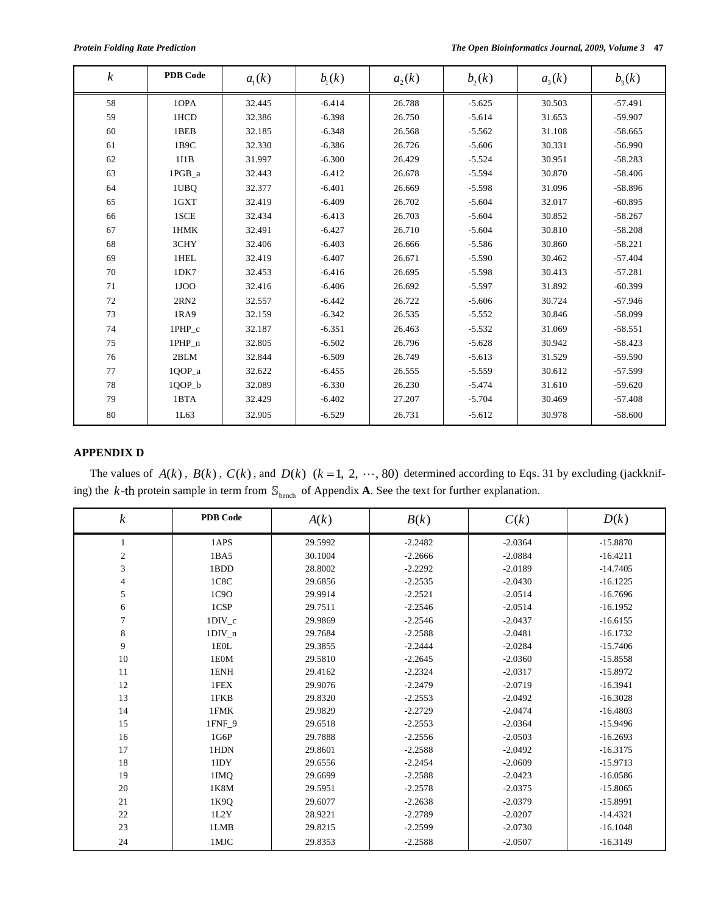| $k$ | PDB Code | $a_1(k)$ | $b_1(k)$ | $a_2(k)$ | $b_2(k)$ | $a_3(k)$ | $b_3(k)$ |
|---|---|---|---|---|---|---|---|
| 58 | 1OPA | 32.445 | -6.414 | 26.788 | -5.625 | 30.503 | -57.491 |
| 59 | 1HCD | 32.386 | -6.398 | 26.750 | -5.614 | 31.653 | -59.907 |
| 60 | 1BEB | 32.185 | -6.348 | 26.568 | -5.562 | 31.108 | -58.665 |
| 61 | 1B9C | 32.330 | -6.386 | 26.726 | -5.606 | 30.331 | -56.990 |
| 62 | 1I1B | 31.997 | -6.300 | 26.429 | -5.524 | 30.951 | -58.283 |
| 63 | 1PGB_a | 32.443 | -6.412 | 26.678 | -5.594 | 30.870 | -58.406 |
| 64 | 1UBQ | 32.377 | -6.401 | 26.669 | -5.598 | 31.096 | -58.896 |
| 65 | 1GXT | 32.419 | -6.409 | 26.702 | -5.604 | 32.017 | -60.895 |
| 66 | 1SCE | 32.434 | -6.413 | 26.703 | -5.604 | 30.852 | -58.267 |
| 67 | 1HMK | 32.491 | -6.427 | 26.710 | -5.604 | 30.810 | -58.208 |
| 68 | 3CHY | 32.406 | -6.403 | 26.666 | -5.586 | 30.860 | -58.221 |
| 69 | 1HEL | 32.419 | -6.407 | 26.671 | -5.590 | 30.462 | -57.404 |
| 70 | 1DK7 | 32.453 | -6.416 | 26.695 | -5.598 | 30.413 | -57.281 |
| 71 | 1JOO | 32.416 | -6.406 | 26.692 | -5.597 | 31.892 | -60.399 |
| 72 | 2RN2 | 32.557 | -6.442 | 26.722 | -5.606 | 30.724 | -57.946 |
| 73 | 1RA9 | 32.159 | -6.342 | 26.535 | -5.552 | 30.846 | -58.099 |
| 74 | 1PHP_c | 32.187 | -6.351 | 26.463 | -5.532 | 31.069 | -58.551 |
| 75 | 1PHP_n | 32.805 | -6.502 | 26.796 | -5.628 | 30.942 | -58.423 |
| 76 | 2BLM | 32.844 | -6.509 | 26.749 | -5.613 | 31.529 | -59.590 |
| 77 | 1QOP_a | 32.622 | -6.455 | 26.555 | -5.559 | 30.612 | -57.599 |
| 78 | 1QOP_b | 32.089 | -6.330 | 26.230 | -5.474 | 31.610 | -59.620 |
| 79 | 1BTA | 32.429 | -6.402 | 27.207 | -5.704 | 30.469 | -57.408 |
| 80 | 1L63 | 32.905 | -6.529 | 26.731 | -5.612 | 30.978 | -58.600 |

## APPENDIX D

The values of $A(k)$, $B(k)$, $C(k)$, and $D(k)$ $(k = 1, 2, \cdots, 80)$ determined according to Eqs. 31 by excluding (jackknifing) the $k$-th protein sample in term from $\mathbb{S}_{\text{bench}}$ of Appendix **A**. See the text for further explanation.

| $k$ | PDB Code | $A(k)$ | $B(k)$ | $C(k)$ | $D(k)$ |
|---|---|---|---|---|---|
| 1 | 1APS | 29.5992 | -2.2482 | -2.0364 | -15.8870 |
| 2 | 1BA5 | 30.1004 | -2.2666 | -2.0884 | -16.4211 |
| 3 | 1BDD | 28.8002 | -2.2292 | -2.0189 | -14.7405 |
| 4 | 1C8C | 29.6856 | -2.2535 | -2.0430 | -16.1225 |
| 5 | 1C9O | 29.9914 | -2.2521 | -2.0514 | -16.7696 |
| 6 | 1CSP | 29.7511 | -2.2546 | -2.0514 | -16.1952 |
| 7 | 1DIV_c | 29.9869 | -2.2546 | -2.0437 | -16.6155 |
| 8 | 1DIV_n | 29.7684 | -2.2588 | -2.0481 | -16.1732 |
| 9 | 1E0L | 29.3855 | -2.2444 | -2.0284 | -15.7406 |
| 10 | 1E0M | 29.5810 | -2.2645 | -2.0360 | -15.8558 |
| 11 | 1ENH | 29.4162 | -2.2324 | -2.0317 | -15.8972 |
| 12 | 1FEX | 29.9076 | -2.2479 | -2.0719 | -16.3941 |
| 13 | 1FKB | 29.8320 | -2.2553 | -2.0492 | -16.3028 |
| 14 | 1FMK | 29.9829 | -2.2729 | -2.0474 | -16.4803 |
| 15 | 1FNF_9 | 29.6518 | -2.2553 | -2.0364 | -15.9496 |
| 16 | 1G6P | 29.7888 | -2.2556 | -2.0503 | -16.2693 |
| 17 | 1HDN | 29.8601 | -2.2588 | -2.0492 | -16.3175 |
| 18 | 1IDY | 29.6556 | -2.2454 | -2.0609 | -15.9713 |
| 19 | 1IMQ | 29.6699 | -2.2588 | -2.0423 | -16.0586 |
| 20 | 1K8M | 29.5951 | -2.2578 | -2.0375 | -15.8065 |
| 21 | 1K9Q | 29.6077 | -2.2638 | -2.0379 | -15.8991 |
| 22 | 1L2Y | 28.9221 | -2.2789 | -2.0207 | -14.4321 |
| 23 | 1LMB | 29.8215 | -2.2599 | -2.0730 | -16.1048 |
| 24 | 1MJC | 29.8353 | -2.2588 | -2.0507 | -16.3149 |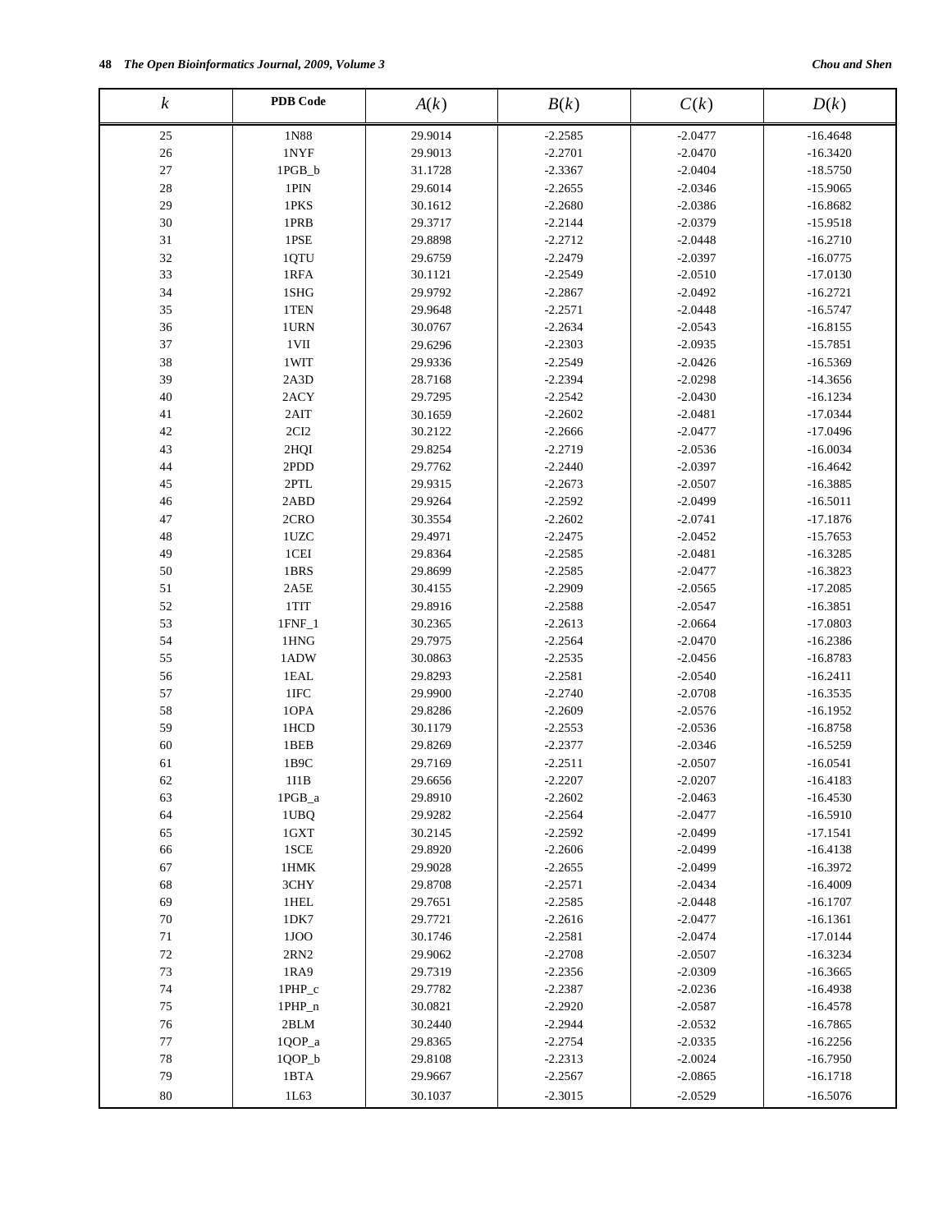| $k$ | PDB Code | $A(k)$ | $B(k)$ | $C(k)$ | $D(k)$ |
|---|---|---|---|---|---|
| 25 | 1N88 | 29.9014 | -2.2585 | -2.0477 | -16.4648 |
| 26 | 1NYF | 29.9013 | -2.2701 | -2.0470 | -16.3420 |
| 27 | 1PGB_b | 31.1728 | -2.3367 | -2.0404 | -18.5750 |
| 28 | 1PIN | 29.6014 | -2.2655 | -2.0346 | -15.9065 |
| 29 | 1PKS | 30.1612 | -2.2680 | -2.0386 | -16.8682 |
| 30 | 1PRB | 29.3717 | -2.2144 | -2.0379 | -15.9518 |
| 31 | 1PSE | 29.8898 | -2.2712 | -2.0448 | -16.2710 |
| 32 | 1QTU | 29.6759 | -2.2479 | -2.0397 | -16.0775 |
| 33 | 1RFA | 30.1121 | -2.2549 | -2.0510 | -17.0130 |
| 34 | 1SHG | 29.9792 | -2.2867 | -2.0492 | -16.2721 |
| 35 | 1TEN | 29.9648 | -2.2571 | -2.0448 | -16.5747 |
| 36 | 1URN | 30.0767 | -2.2634 | -2.0543 | -16.8155 |
| 37 | 1VII | 29.6296 | -2.2303 | -2.0935 | -15.7851 |
| 38 | 1WIT | 29.9336 | -2.2549 | -2.0426 | -16.5369 |
| 39 | 2A3D | 28.7168 | -2.2394 | -2.0298 | -14.3656 |
| 40 | 2ACY | 29.7295 | -2.2542 | -2.0430 | -16.1234 |
| 41 | 2AIT | 30.1659 | -2.2602 | -2.0481 | -17.0344 |
| 42 | 2CI2 | 30.2122 | -2.2666 | -2.0477 | -17.0496 |
| 43 | 2HQI | 29.8254 | -2.2719 | -2.0536 | -16.0034 |
| 44 | 2PDD | 29.7762 | -2.2440 | -2.0397 | -16.4642 |
| 45 | 2PTL | 29.9315 | -2.2673 | -2.0507 | -16.3885 |
| 46 | 2ABD | 29.9264 | -2.2592 | -2.0499 | -16.5011 |
| 47 | 2CRO | 30.3554 | -2.2602 | -2.0741 | -17.1876 |
| 48 | 1UZC | 29.4971 | -2.2475 | -2.0452 | -15.7653 |
| 49 | 1CEI | 29.8364 | -2.2585 | -2.0481 | -16.3285 |
| 50 | 1BRS | 29.8699 | -2.2585 | -2.0477 | -16.3823 |
| 51 | 2A5E | 30.4155 | -2.2909 | -2.0565 | -17.2085 |
| 52 | 1TIT | 29.8916 | -2.2588 | -2.0547 | -16.3851 |
| 53 | 1FNF_1 | 30.2365 | -2.2613 | -2.0664 | -17.0803 |
| 54 | 1HNG | 29.7975 | -2.2564 | -2.0470 | -16.2386 |
| 55 | 1ADW | 30.0863 | -2.2535 | -2.0456 | -16.8783 |
| 56 | 1EAL | 29.8293 | -2.2581 | -2.0540 | -16.2411 |
| 57 | 1IFC | 29.9900 | -2.2740 | -2.0708 | -16.3535 |
| 58 | 1OPA | 29.8286 | -2.2609 | -2.0576 | -16.1952 |
| 59 | 1HCD | 30.1179 | -2.2553 | -2.0536 | -16.8758 |
| 60 | 1BEB | 29.8269 | -2.2377 | -2.0346 | -16.5259 |
| 61 | 1B9C | 29.7169 | -2.2511 | -2.0507 | -16.0541 |
| 62 | 1I1B | 29.6656 | -2.2207 | -2.0207 | -16.4183 |
| 63 | 1PGB_a | 29.8910 | -2.2602 | -2.0463 | -16.4530 |
| 64 | 1UBQ | 29.9282 | -2.2564 | -2.0477 | -16.5910 |
| 65 | 1GXT | 30.2145 | -2.2592 | -2.0499 | -17.1541 |
| 66 | 1SCE | 29.8920 | -2.2606 | -2.0499 | -16.4138 |
| 67 | 1HMK | 29.9028 | -2.2655 | -2.0499 | -16.3972 |
| 68 | 3CHY | 29.8708 | -2.2571 | -2.0434 | -16.4009 |
| 69 | 1HEL | 29.7651 | -2.2585 | -2.0448 | -16.1707 |
| 70 | 1DK7 | 29.7721 | -2.2616 | -2.0477 | -16.1361 |
| 71 | 1JOO | 30.1746 | -2.2581 | -2.0474 | -17.0144 |
| 72 | 2RN2 | 29.9062 | -2.2708 | -2.0507 | -16.3234 |
| 73 | 1RA9 | 29.7319 | -2.2356 | -2.0309 | -16.3665 |
| 74 | 1PHP_c | 29.7782 | -2.2387 | -2.0236 | -16.4938 |
| 75 | 1PHP_n | 30.0821 | -2.2920 | -2.0587 | -16.4578 |
| 76 | 2BLM | 30.2440 | -2.2944 | -2.0532 | -16.7865 |
| 77 | 1QOP_a | 29.8365 | -2.2754 | -2.0335 | -16.2256 |
| 78 | 1QOP_b | 29.8108 | -2.2313 | -2.0024 | -16.7950 |
| 79 | 1BTA | 29.9667 | -2.2567 | -2.0865 | -16.1718 |
| 80 | 1L63 | 30.1037 | -2.3015 | -2.0529 | -16.5076 |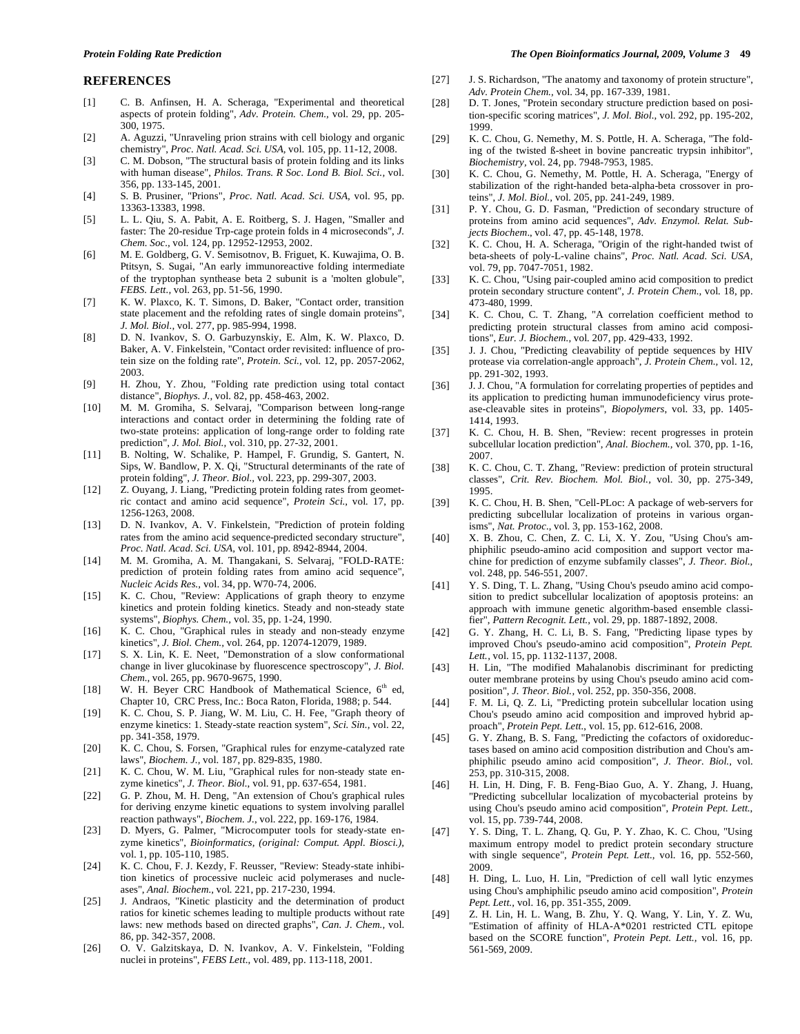## REFERENCES

[1] C. B. Anfinsen, H. A. Scheraga, "Experimental and theoretical aspects of protein folding", *Adv. Protein. Chem.*, vol. 29, pp. 205-300, 1975.

[2] A. Aguzzi, "Unraveling prion strains with cell biology and organic chemistry", *Proc. Natl. Acad. Sci. USA*, vol. 105, pp. 11-12, 2008.

[3] C. M. Dobson, "The structural basis of protein folding and its links with human disease", *Philos. Trans. R Soc. Lond B. Biol. Sci.*, vol. 356, pp. 133-145, 2001.

[4] S. B. Prusiner, "Prions", *Proc. Natl. Acad. Sci. USA*, vol. 95, pp. 13363-13383, 1998.

[5] L. L. Qiu, S. A. Pabit, A. E. Roitberg, S. J. Hagen, "Smaller and faster: The 20-residue Trp-cage protein folds in 4 microseconds", *J. Chem. Soc.*, vol. 124, pp. 12952-12953, 2002.

[6] M. E. Goldberg, G. V. Semisotnov, B. Friguet, K. Kuwajima, O. B. Ptitsyn, S. Sugai, "An early immunoreactive folding intermediate of the tryptophan synthease beta 2 subunit is a 'molten globule", *FEBS. Lett.*, vol. 263, pp. 51-56, 1990.

[7] K. W. Plaxco, K. T. Simons, D. Baker, "Contact order, transition state placement and the refolding rates of single domain proteins", *J. Mol. Biol.*, vol. 277, pp. 985-994, 1998.

[8] D. N. Ivankov, S. O. Garbuzynskiy, E. Alm, K. W. Plaxco, D. Baker, A. V. Finkelstein, "Contact order revisited: influence of protein size on the folding rate", *Protein. Sci.*, vol. 12, pp. 2057-2062, 2003.

[9] H. Zhou, Y. Zhou, "Folding rate prediction using total contact distance", *Biophys. J.*, vol. 82, pp. 458-463, 2002.

[10] M. M. Gromiha, S. Selvaraj, "Comparison between long-range interactions and contact order in determining the folding rate of two-state proteins: application of long-range order to folding rate prediction", *J. Mol. Biol.*, vol. 310, pp. 27-32, 2001.

[11] B. Nolting, W. Schalike, P. Hampel, F. Grundig, S. Gantert, N. Sips, W. Bandlow, P. X. Qi, "Structural determinants of the rate of protein folding", *J. Theor. Biol.*, vol. 223, pp. 299-307, 2003.

[12] Z. Ouyang, J. Liang, "Predicting protein folding rates from geometric contact and amino acid sequence", *Protein Sci.*, vol. 17, pp. 1256-1263, 2008.

[13] D. N. Ivankov, A. V. Finkelstein, "Prediction of protein folding rates from the amino acid sequence-predicted secondary structure", *Proc. Natl. Acad. Sci. USA*, vol. 101, pp. 8942-8944, 2004.

[14] M. M. Gromiha, A. M. Thangakani, S. Selvaraj, "FOLD-RATE: prediction of protein folding rates from amino acid sequence", *Nucleic Acids Res.*, vol. 34, pp. W70-74, 2006.

[15] K. C. Chou, "Review: Applications of graph theory to enzyme kinetics and protein folding kinetics. Steady and non-steady state systems", *Biophys. Chem.*, vol. 35, pp. 1-24, 1990.

[16] K. C. Chou, "Graphical rules in steady and non-steady enzyme kinetics", *J. Biol. Chem.*, vol. 264, pp. 12074-12079, 1989.

[17] S. X. Lin, K. E. Neet, "Demonstration of a slow conformational change in liver glucokinase by fluorescence spectroscopy", *J. Biol. Chem.*, vol. 265, pp. 9670-9675, 1990.

[18] W. H. Beyer CRC Handbook of Mathematical Science, 6th ed, Chapter 10, CRC Press, Inc.: Boca Raton, Florida, 1988; p. 544.

[19] K. C. Chou, S. P. Jiang, W. M. Liu, C. H. Fee, "Graph theory of enzyme kinetics: 1. Steady-state reaction system", *Sci. Sin.*, vol. 22, pp. 341-358, 1979.

[20] K. C. Chou, S. Forsen, "Graphical rules for enzyme-catalyzed rate laws", *Biochem. J.*, vol. 187, pp. 829-835, 1980.

[21] K. C. Chou, W. M. Liu, "Graphical rules for non-steady state enzyme kinetics", *J. Theor. Biol.*, vol. 91, pp. 637-654, 1981.

[22] G. P. Zhou, M. H. Deng, "An extension of Chou's graphical rules for deriving enzyme kinetic equations to system involving parallel reaction pathways", *Biochem. J.*, vol. 222, pp. 169-176, 1984.

[23] D. Myers, G. Palmer, "Microcomputer tools for steady-state enzyme kinetics", *Bioinformatics, (original: Comput. Appl. Biosci.)*, vol. 1, pp. 105-110, 1985.

[24] K. C. Chou, F. J. Kezdy, F. Reusser, "Review: Steady-state inhibition kinetics of processive nucleic acid polymerases and nucleases", *Anal. Biochem.*, vol. 221, pp. 217-230, 1994.

[25] J. Andraos, "Kinetic plasticity and the determination of product ratios for kinetic schemes leading to multiple products without rate laws: new methods based on directed graphs", *Can. J. Chem.*, vol. 86, pp. 342-357, 2008.

[26] O. V. Galzitskaya, D. N. Ivankov, A. V. Finkelstein, "Folding nuclei in proteins", *FEBS Lett.*, vol. 489, pp. 113-118, 2001.

[27] J. S. Richardson, "The anatomy and taxonomy of protein structure", *Adv. Protein Chem.*, vol. 34, pp. 167-339, 1981.

[28] D. T. Jones, "Protein secondary structure prediction based on position-specific scoring matrices", *J. Mol. Biol.*, vol. 292, pp. 195-202, 1999.

[29] K. C. Chou, G. Nemethy, M. S. Pottle, H. A. Scheraga, "The folding of the twisted ß-sheet in bovine pancreatic trypsin inhibitor", *Biochemistry*, vol. 24, pp. 7948-7953, 1985.

[30] K. C. Chou, G. Nemethy, M. Pottle, H. A. Scheraga, "Energy of stabilization of the right-handed beta-alpha-beta crossover in proteins", *J. Mol. Biol.*, vol. 205, pp. 241-249, 1989.

[31] P. Y. Chou, G. D. Fasman, "Prediction of secondary structure of proteins from amino acid sequences", *Adv. Enzymol. Relat. Subjects Biochem.*, vol. 47, pp. 45-148, 1978.

[32] K. C. Chou, H. A. Scheraga, "Origin of the right-handed twist of beta-sheets of poly-L-valine chains", *Proc. Natl. Acad. Sci. USA*, vol. 79, pp. 7047-7051, 1982.

[33] K. C. Chou, "Using pair-coupled amino acid composition to predict protein secondary structure content", *J. Protein Chem.*, vol. 18, pp. 473-480, 1999.

[34] K. C. Chou, C. T. Zhang, "A correlation coefficient method to predicting protein structural classes from amino acid compositions", *Eur. J. Biochem.*, vol. 207, pp. 429-433, 1992.

[35] J. J. Chou, "Predicting cleavability of peptide sequences by HIV protease via correlation-angle approach", *J. Protein Chem.*, vol. 12, pp. 291-302, 1993.

[36] J. J. Chou, "A formulation for correlating properties of peptides and its application to predicting human immunodeficiency virus protease-cleavable sites in proteins", *Biopolymers*, vol. 33, pp. 1405-1414, 1993.

[37] K. C. Chou, H. B. Shen, "Review: recent progresses in protein subcellular location prediction", *Anal. Biochem.*, vol. 370, pp. 1-16, 2007.

[38] K. C. Chou, C. T. Zhang, "Review: prediction of protein structural classes", *Crit. Rev. Biochem. Mol. Biol.*, vol. 30, pp. 275-349, 1995.

[39] K. C. Chou, H. B. Shen, "Cell-PLoc: A package of web-servers for predicting subcellular localization of proteins in various organisms", *Nat. Protoc.*, vol. 3, pp. 153-162, 2008.

[40] X. B. Zhou, C. Chen, Z. C. Li, X. Y. Zou, "Using Chou's amphiphilic pseudo-amino acid composition and support vector machine for prediction of enzyme subfamily classes", *J. Theor. Biol.*, vol. 248, pp. 546-551, 2007.

[41] Y. S. Ding, T. L. Zhang, "Using Chou's pseudo amino acid composition to predict subcellular localization of apoptosis proteins: an approach with immune genetic algorithm-based ensemble classifier", *Pattern Recognit. Lett.*, vol. 29, pp. 1887-1892, 2008.

[42] G. Y. Zhang, H. C. Li, B. S. Fang, "Predicting lipase types by improved Chou's pseudo-amino acid composition", *Protein Pept. Lett.*, vol. 15, pp. 1132-1137, 2008.

[43] H. Lin, "The modified Mahalanobis discriminant for predicting outer membrane proteins by using Chou's pseudo amino acid composition", *J. Theor. Biol.*, vol. 252, pp. 350-356, 2008.

[44] F. M. Li, Q. Z. Li, "Predicting protein subcellular location using Chou's pseudo amino acid composition and improved hybrid approach", *Protein Pept. Lett.*, vol. 15, pp. 612-616, 2008.

[45] G. Y. Zhang, B. S. Fang, "Predicting the cofactors of oxidoreductases based on amino acid composition distribution and Chou's amphiphilic pseudo amino acid composition", *J. Theor. Biol.*, vol. 253, pp. 310-315, 2008.

[46] H. Lin, H. Ding, F. B. Feng-Biao Guo, A. Y. Zhang, J. Huang, "Predicting subcellular localization of mycobacterial proteins by using Chou's pseudo amino acid composition", *Protein Pept. Lett.*, vol. 15, pp. 739-744, 2008.

[47] Y. S. Ding, T. L. Zhang, Q. Gu, P. Y. Zhao, K. C. Chou, "Using maximum entropy model to predict protein secondary structure with single sequence", *Protein Pept. Lett.*, vol. 16, pp. 552-560, 2009.

[48] H. Ding, L. Luo, H. Lin, "Prediction of cell wall lytic enzymes using Chou's amphiphilic pseudo amino acid composition", *Protein Pept. Lett.*, vol. 16, pp. 351-355, 2009.

[49] Z. H. Lin, H. L. Wang, B. Zhu, Y. Q. Wang, Y. Lin, Y. Z. Wu, "Estimation of affinity of HLA-A*0201 restricted CTL epitope based on the SCORE function", *Protein Pept. Lett.*, vol. 16, pp. 561-569, 2009.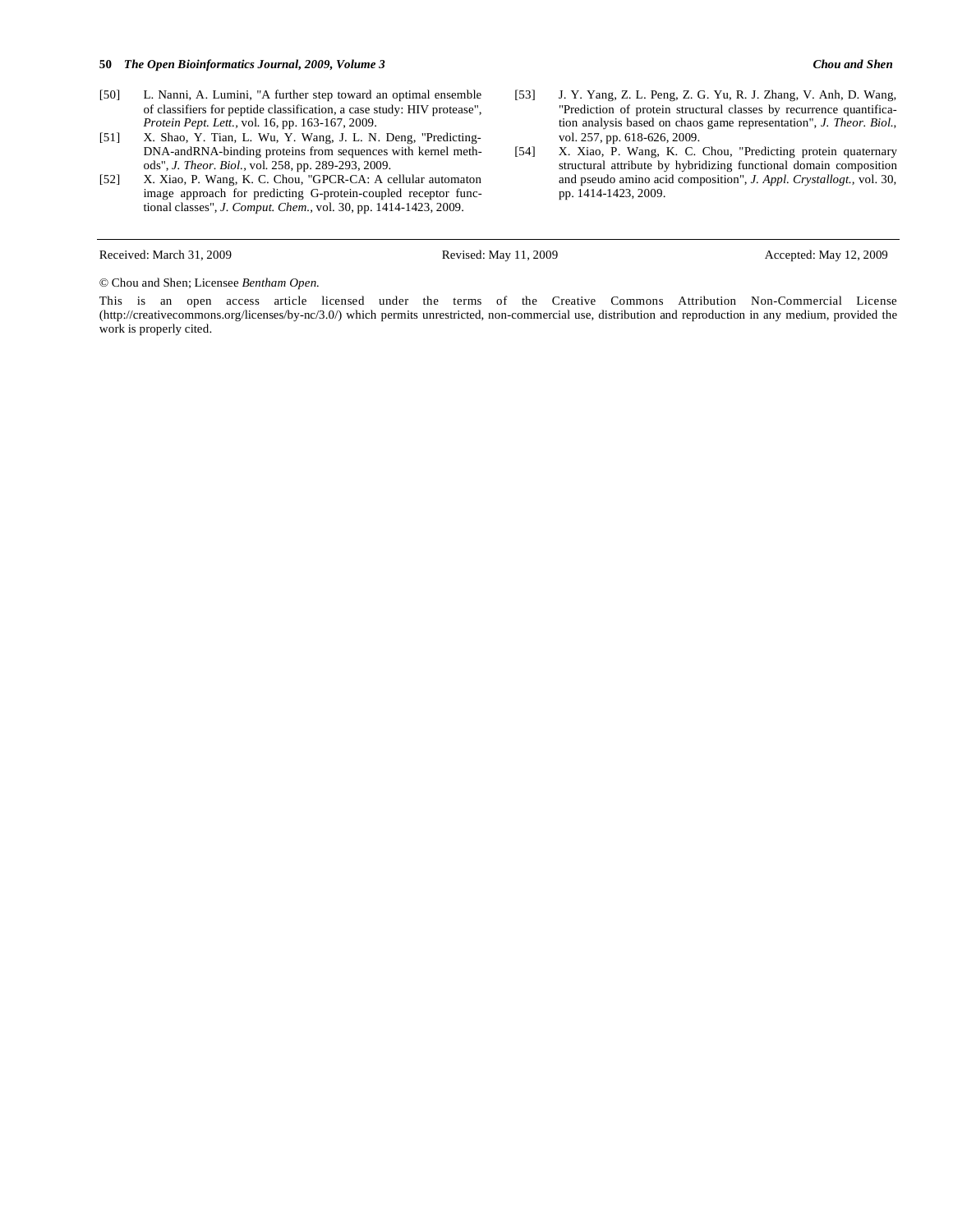[50] L. Nanni, A. Lumini, "A further step toward an optimal ensemble of classifiers for peptide classification, a case study: HIV protease", *Protein Pept. Lett.*, vol. 16, pp. 163-167, 2009.

[51] X. Shao, Y. Tian, L. Wu, Y. Wang, J. L. N. Deng, "Predicting-DNA-andRNA-binding proteins from sequences with kernel methods", *J. Theor. Biol.*, vol. 258, pp. 289-293, 2009.

[52] X. Xiao, P. Wang, K. C. Chou, "GPCR-CA: A cellular automaton image approach for predicting G-protein-coupled receptor functional classes", *J. Comput. Chem.*, vol. 30, pp. 1414-1423, 2009.

[53] J. Y. Yang, Z. L. Peng, Z. G. Yu, R. J. Zhang, V. Anh, D. Wang, "Prediction of protein structural classes by recurrence quantification analysis based on chaos game representation", *J. Theor. Biol.*, vol. 257, pp. 618-626, 2009.

[54] X. Xiao, P. Wang, K. C. Chou, "Predicting protein quaternary structural attribute by hybridizing functional domain composition and pseudo amino acid composition", *J. Appl. Crystallogt.*, vol. 30, pp. 1414-1423, 2009.

Received: March 31, 2009 Revised: May 11, 2009 Accepted: May 12, 2009

© Chou and Shen; Licensee *Bentham Open.*

This is an open access article licensed under the terms of the Creative Commons Attribution Non-Commercial License (http://creativecommons.org/licenses/by-nc/3.0/) which permits unrestricted, non-commercial use, distribution and reproduction in any medium, provided the work is properly cited.